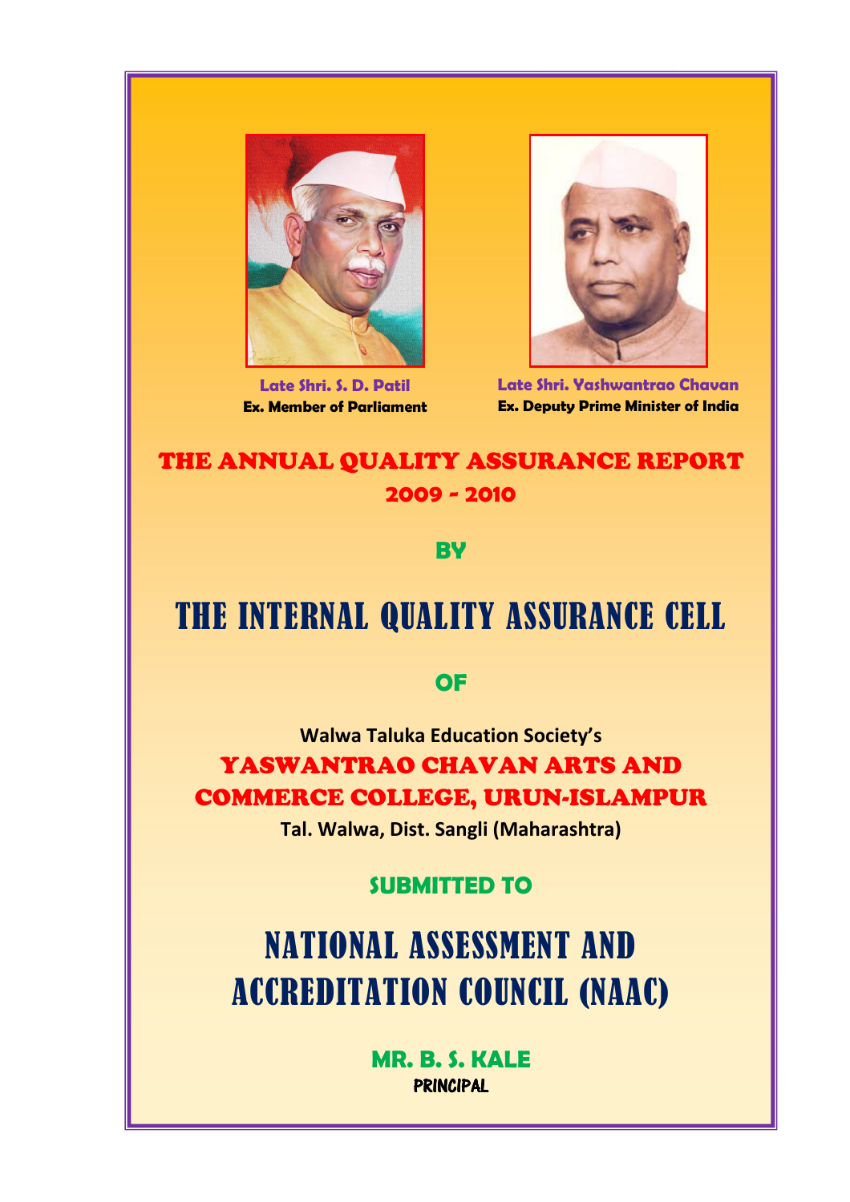**Late Shri. S. D. Patil**
**Ex. Member of Parliament**

**Late Shri. Yashwantrao Chavan**
**Ex. Deputy Prime Minister of India**

# THE ANNUAL QUALITY ASSURANCE REPORT 2009 - 2010

**BY**

# THE INTERNAL QUALITY ASSURANCE CELL

**OF**

**Walwa Taluka Education Society's**

## YASWANTRAO CHAVAN ARTS AND COMMERCE COLLEGE, URUN-ISLAMPUR

**Tal. Walwa, Dist. Sangli (Maharashtra)**

**SUBMITTED TO**

# NATIONAL ASSESSMENT AND ACCREDITATION COUNCIL (NAAC)

**MR. B. S. KALE**
**PRINCIPAL**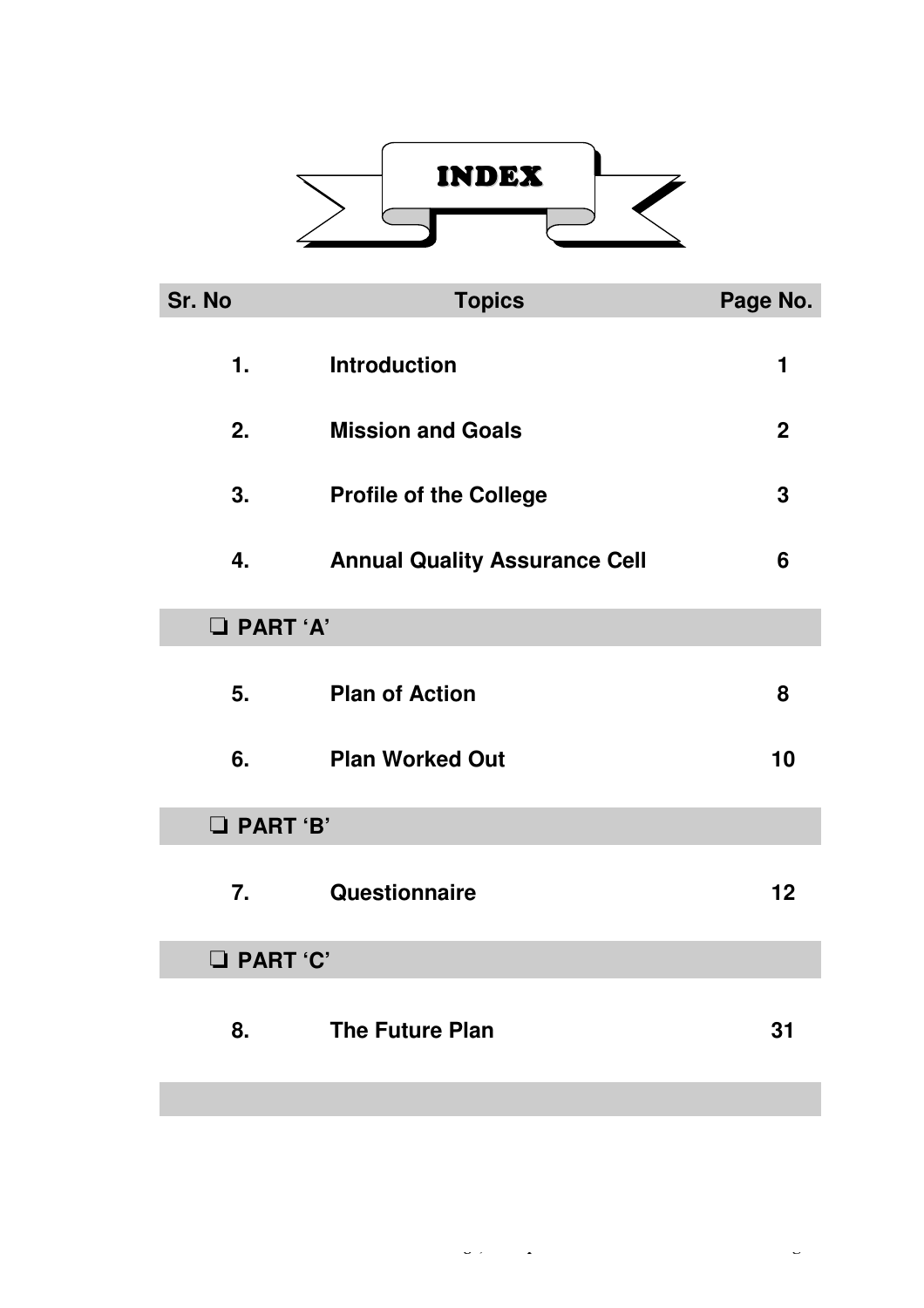# INDEX

| Sr. No | Topics | Page No. |
|---|---|---|
| 1. | Introduction | 1 |
| 2. | Mission and Goals | 2 |
| 3. | Profile of the College | 3 |
| 4. | Annual Quality Assurance Cell | 6 |
| ❑ PART 'A' | | |
| 5. | Plan of Action | 8 |
| 6. | Plan Worked Out | 10 |
| ❑ PART 'B' | | |
| 7. | Questionnaire | 12 |
| ❑ PART 'C' | | |
| 8. | The Future Plan | 31 |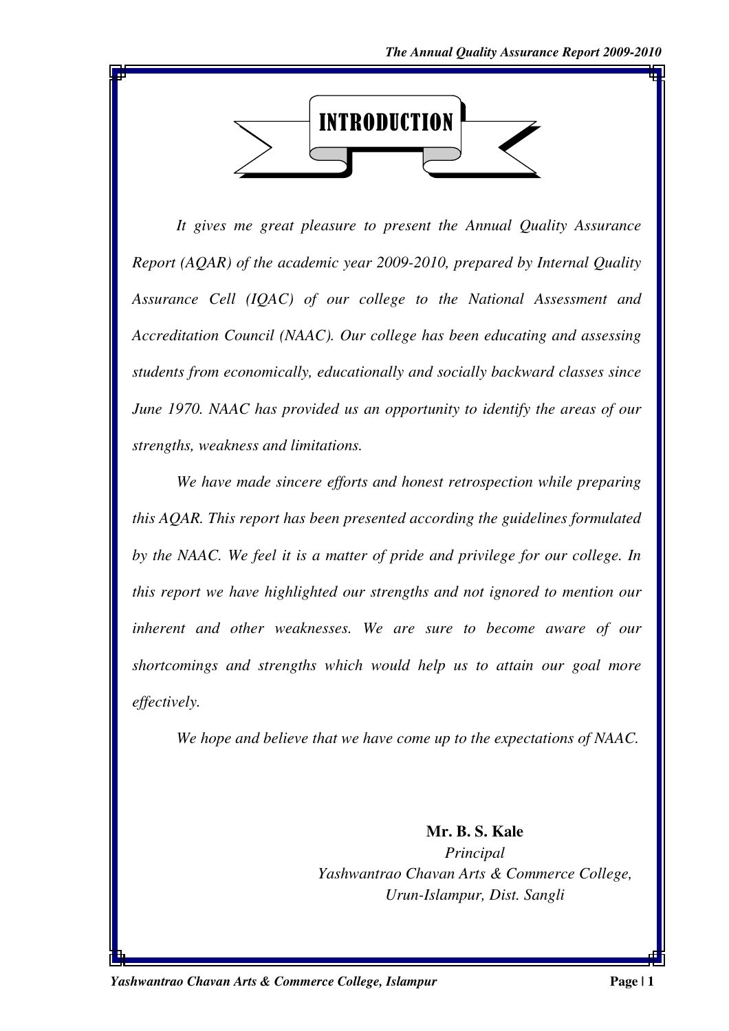# INTRODUCTION

*It gives me great pleasure to present the Annual Quality Assurance Report (AQAR) of the academic year 2009-2010, prepared by Internal Quality Assurance Cell (IQAC) of our college to the National Assessment and Accreditation Council (NAAC). Our college has been educating and assessing students from economically, educationally and socially backward classes since June 1970. NAAC has provided us an opportunity to identify the areas of our strengths, weakness and limitations.*

*We have made sincere efforts and honest retrospection while preparing this AQAR. This report has been presented according the guidelines formulated by the NAAC. We feel it is a matter of pride and privilege for our college. In this report we have highlighted our strengths and not ignored to mention our inherent and other weaknesses. We are sure to become aware of our shortcomings and strengths which would help us to attain our goal more effectively.*

*We hope and believe that we have come up to the expectations of NAAC.*

**Mr. B. S. Kale**
*Principal*
*Yashwantrao Chavan Arts & Commerce College,*
*Urun-Islampur, Dist. Sangli*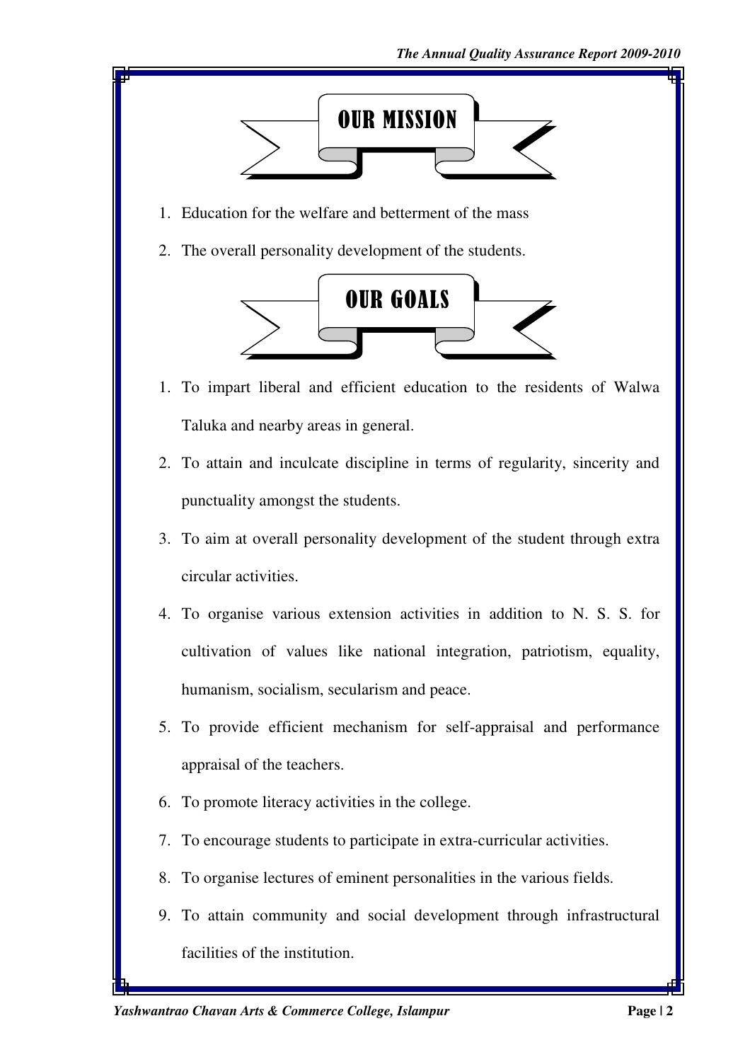## OUR MISSION

1. Education for the welfare and betterment of the mass
2. The overall personality development of the students.

## OUR GOALS

1. To impart liberal and efficient education to the residents of Walwa Taluka and nearby areas in general.
2. To attain and inculcate discipline in terms of regularity, sincerity and punctuality amongst the students.
3. To aim at overall personality development of the student through extra circular activities.
4. To organise various extension activities in addition to N. S. S. for cultivation of values like national integration, patriotism, equality, humanism, socialism, secularism and peace.
5. To provide efficient mechanism for self-appraisal and performance appraisal of the teachers.
6. To promote literacy activities in the college.
7. To encourage students to participate in extra-curricular activities.
8. To organise lectures of eminent personalities in the various fields.
9. To attain community and social development through infrastructural facilities of the institution.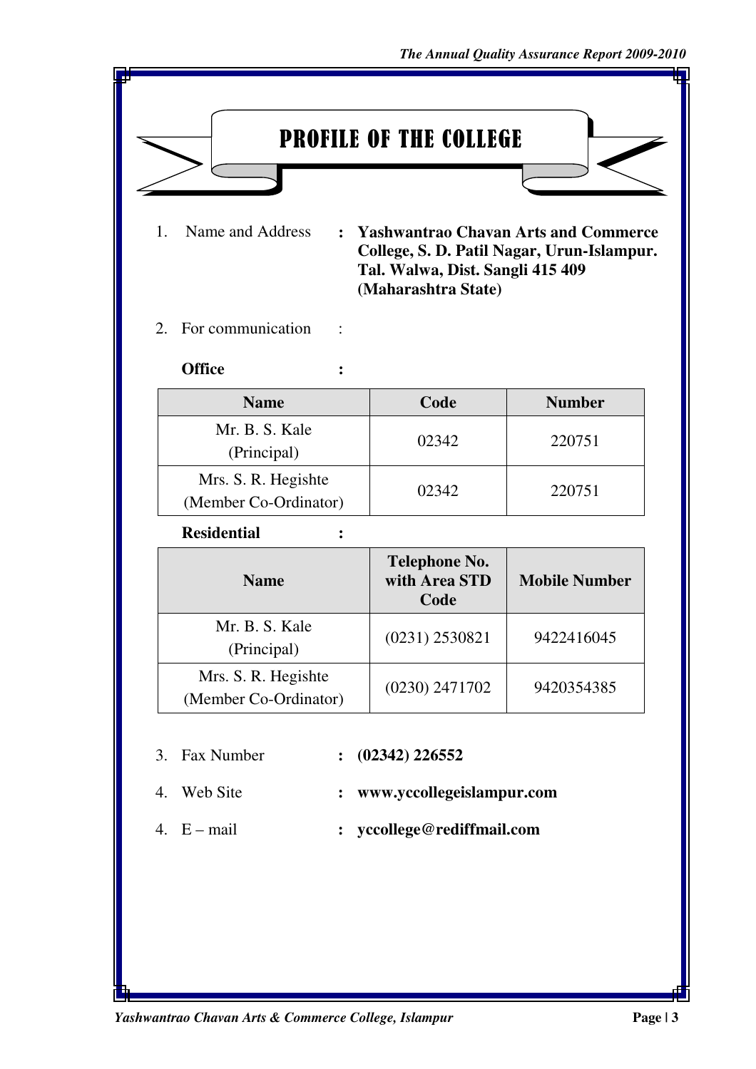# PROFILE OF THE COLLEGE

1. Name and Address : **Yashwantrao Chavan Arts and Commerce College, S. D. Patil Nagar, Urun-Islampur. Tal. Walwa, Dist. Sangli 415 409 (Maharashtra State)**

2. For communication :

**Office** :

| Name | Code | Number |
|---|---|---|
| Mr. B. S. Kale (Principal) | 02342 | 220751 |
| Mrs. S. R. Hegishte (Member Co-Ordinator) | 02342 | 220751 |

**Residential** :

| Name | Telephone No. with Area STD Code | Mobile Number |
|---|---|---|
| Mr. B. S. Kale (Principal) | (0231) 2530821 | 9422416045 |
| Mrs. S. R. Hegishte (Member Co-Ordinator) | (0230) 2471702 | 9420354385 |

3. Fax Number : **(02342) 226552**

4. Web Site : **www.yccollegeislampur.com**

4. E – mail : **yccollege@rediffmail.com**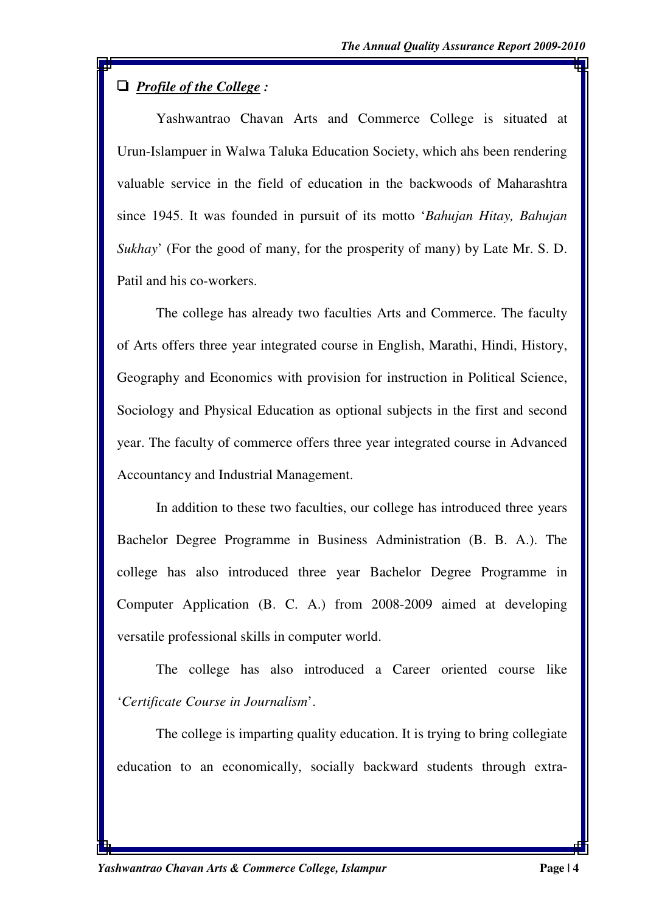- ***Profile of the College :***

Yashwantrao Chavan Arts and Commerce College is situated at Urun-Islampuer in Walwa Taluka Education Society, which ahs been rendering valuable service in the field of education in the backwoods of Maharashtra since 1945. It was founded in pursuit of its motto '*Bahujan Hitay, Bahujan Sukhay*' (For the good of many, for the prosperity of many) by Late Mr. S. D. Patil and his co-workers.

The college has already two faculties Arts and Commerce. The faculty of Arts offers three year integrated course in English, Marathi, Hindi, History, Geography and Economics with provision for instruction in Political Science, Sociology and Physical Education as optional subjects in the first and second year. The faculty of commerce offers three year integrated course in Advanced Accountancy and Industrial Management.

In addition to these two faculties, our college has introduced three years Bachelor Degree Programme in Business Administration (B. B. A.). The college has also introduced three year Bachelor Degree Programme in Computer Application (B. C. A.) from 2008-2009 aimed at developing versatile professional skills in computer world.

The college has also introduced a Career oriented course like '*Certificate Course in Journalism*'.

The college is imparting quality education. It is trying to bring collegiate education to an economically, socially backward students through extra-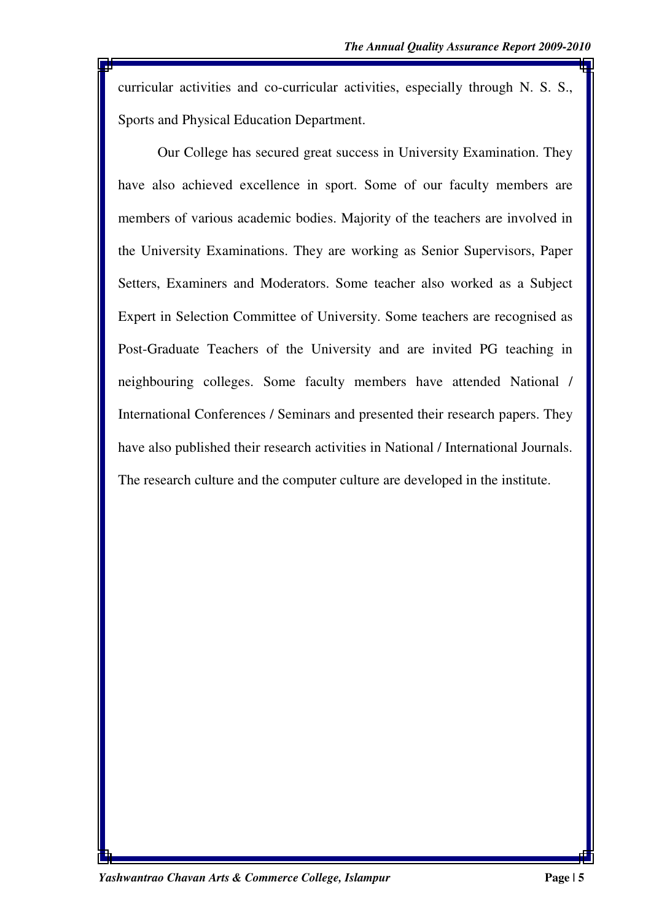curricular activities and co-curricular activities, especially through N. S. S., Sports and Physical Education Department.

Our College has secured great success in University Examination. They have also achieved excellence in sport. Some of our faculty members are members of various academic bodies. Majority of the teachers are involved in the University Examinations. They are working as Senior Supervisors, Paper Setters, Examiners and Moderators. Some teacher also worked as a Subject Expert in Selection Committee of University. Some teachers are recognised as Post-Graduate Teachers of the University and are invited PG teaching in neighbouring colleges. Some faculty members have attended National / International Conferences / Seminars and presented their research papers. They have also published their research activities in National / International Journals. The research culture and the computer culture are developed in the institute.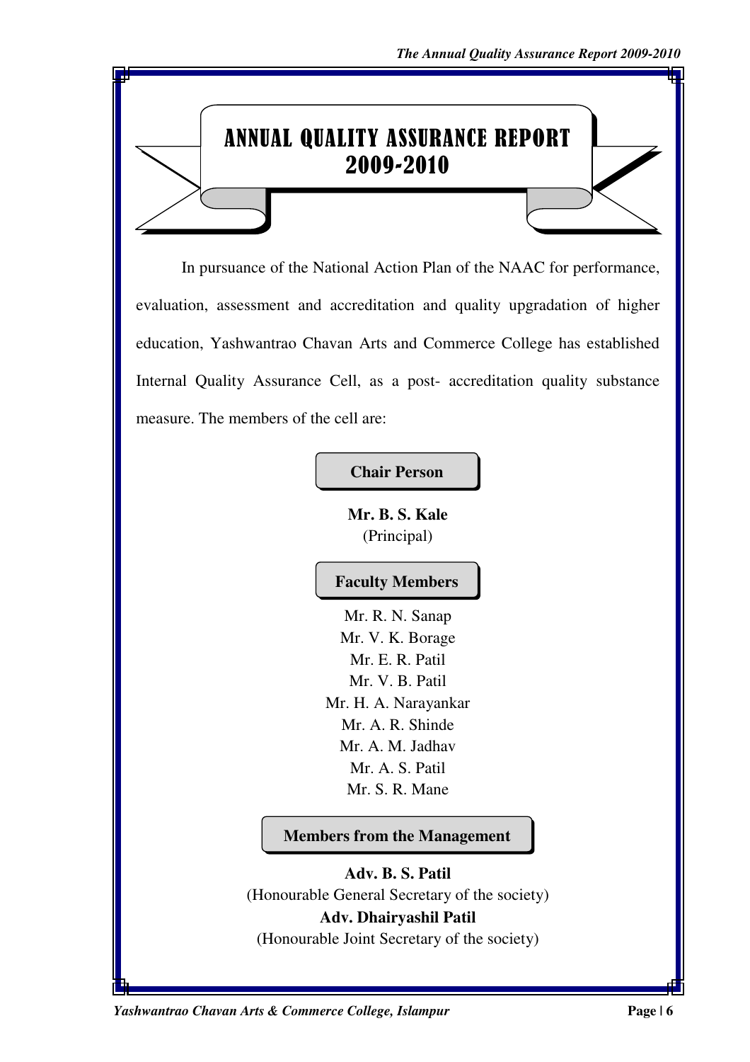# ANNUAL QUALITY ASSURANCE REPORT 2009-2010

In pursuance of the National Action Plan of the NAAC for performance, evaluation, assessment and accreditation and quality upgradation of higher education, Yashwantrao Chavan Arts and Commerce College has established Internal Quality Assurance Cell, as a post- accreditation quality substance measure. The members of the cell are:

### Chair Person

**Mr. B. S. Kale**
(Principal)

### Faculty Members

Mr. R. N. Sanap
Mr. V. K. Borage
Mr. E. R. Patil
Mr. V. B. Patil
Mr. H. A. Narayankar
Mr. A. R. Shinde
Mr. A. M. Jadhav
Mr. A. S. Patil
Mr. S. R. Mane

### Members from the Management

**Adv. B. S. Patil**
(Honourable General Secretary of the society)
**Adv. Dhairyashil Patil**
(Honourable Joint Secretary of the society)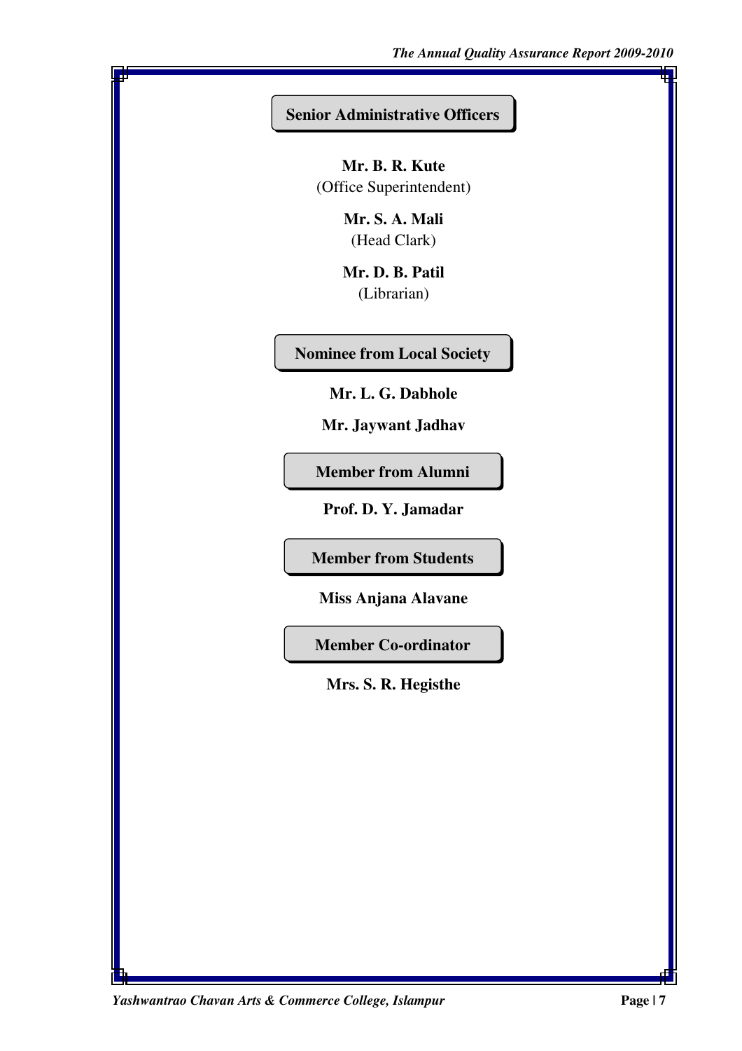## Senior Administrative Officers

**Mr. B. R. Kute**
(Office Superintendent)

**Mr. S. A. Mali**
(Head Clark)

**Mr. D. B. Patil**
(Librarian)

## Nominee from Local Society

**Mr. L. G. Dabhole**

**Mr. Jaywant Jadhav**

## Member from Alumni

**Prof. D. Y. Jamadar**

## Member from Students

**Miss Anjana Alavane**

## Member Co-ordinator

**Mrs. S. R. Hegisthe**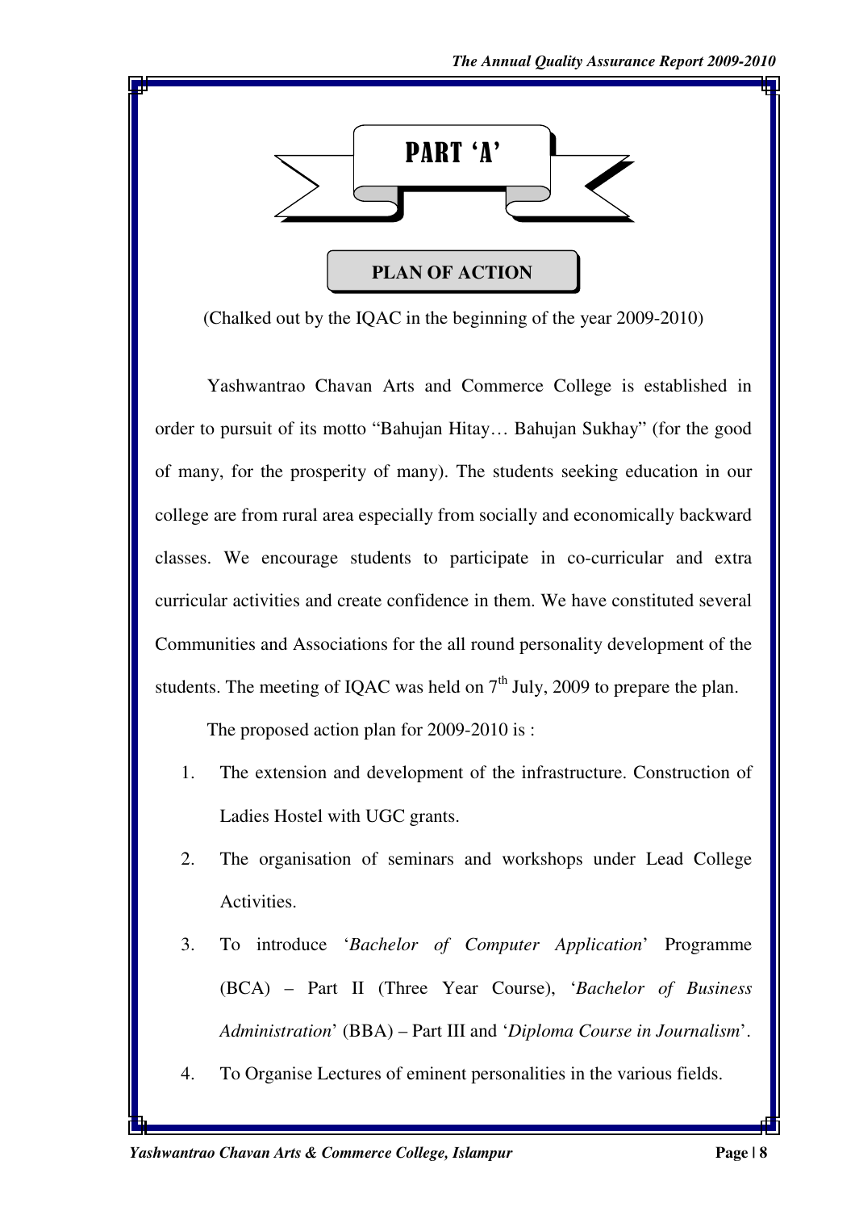# PART 'A'

## PLAN OF ACTION

(Chalked out by the IQAC in the beginning of the year 2009-2010)

Yashwantrao Chavan Arts and Commerce College is established in order to pursuit of its motto "Bahujan Hitay… Bahujan Sukhay" (for the good of many, for the prosperity of many). The students seeking education in our college are from rural area especially from socially and economically backward classes. We encourage students to participate in co-curricular and extra curricular activities and create confidence in them. We have constituted several Communities and Associations for the all round personality development of the students. The meeting of IQAC was held on 7th July, 2009 to prepare the plan.

The proposed action plan for 2009-2010 is :

1. The extension and development of the infrastructure. Construction of Ladies Hostel with UGC grants.
2. The organisation of seminars and workshops under Lead College Activities.
3. To introduce '*Bachelor of Computer Application*' Programme (BCA) – Part II (Three Year Course), '*Bachelor of Business Administration*' (BBA) – Part III and '*Diploma Course in Journalism*'.
4. To Organise Lectures of eminent personalities in the various fields.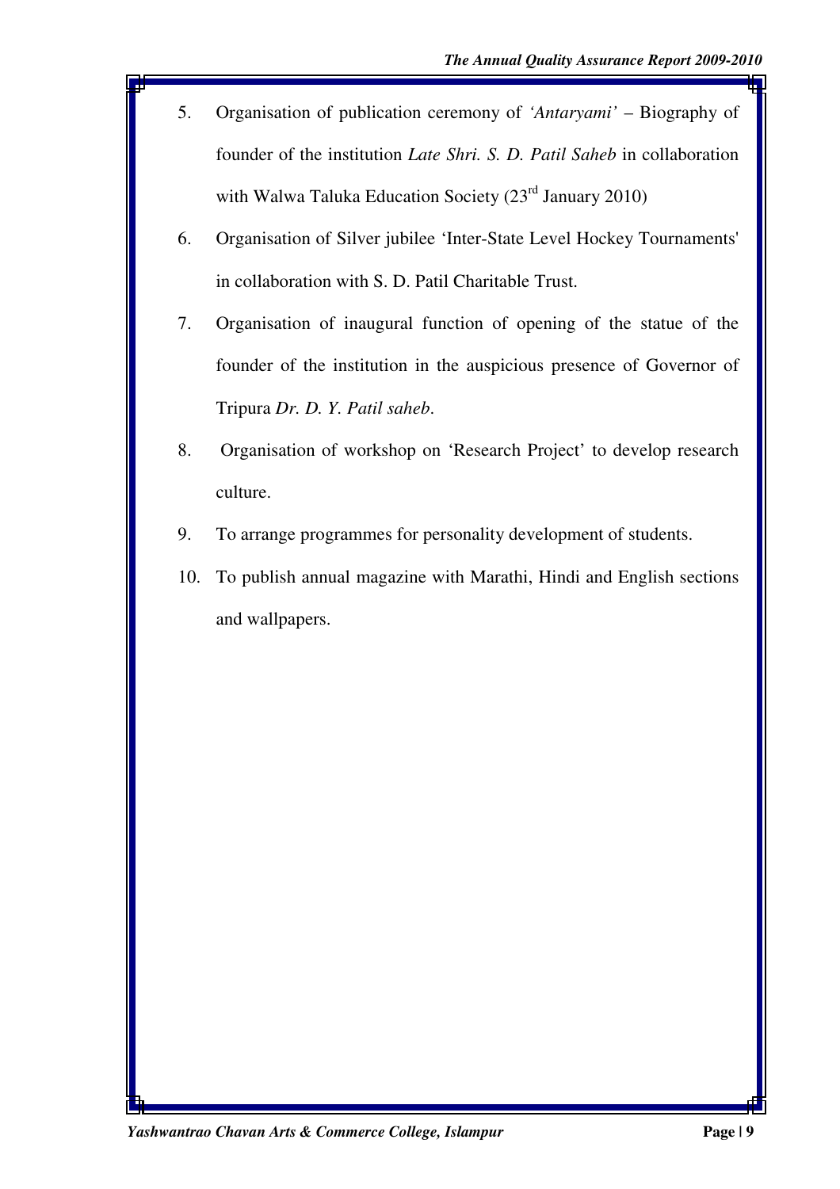5. Organisation of publication ceremony of *'Antaryami'* – Biography of founder of the institution *Late Shri. S. D. Patil Saheb* in collaboration with Walwa Taluka Education Society (23rd January 2010)
6. Organisation of Silver jubilee 'Inter-State Level Hockey Tournaments' in collaboration with S. D. Patil Charitable Trust.
7. Organisation of inaugural function of opening of the statue of the founder of the institution in the auspicious presence of Governor of Tripura *Dr. D. Y. Patil saheb*.
8. Organisation of workshop on 'Research Project' to develop research culture.
9. To arrange programmes for personality development of students.
10. To publish annual magazine with Marathi, Hindi and English sections and wallpapers.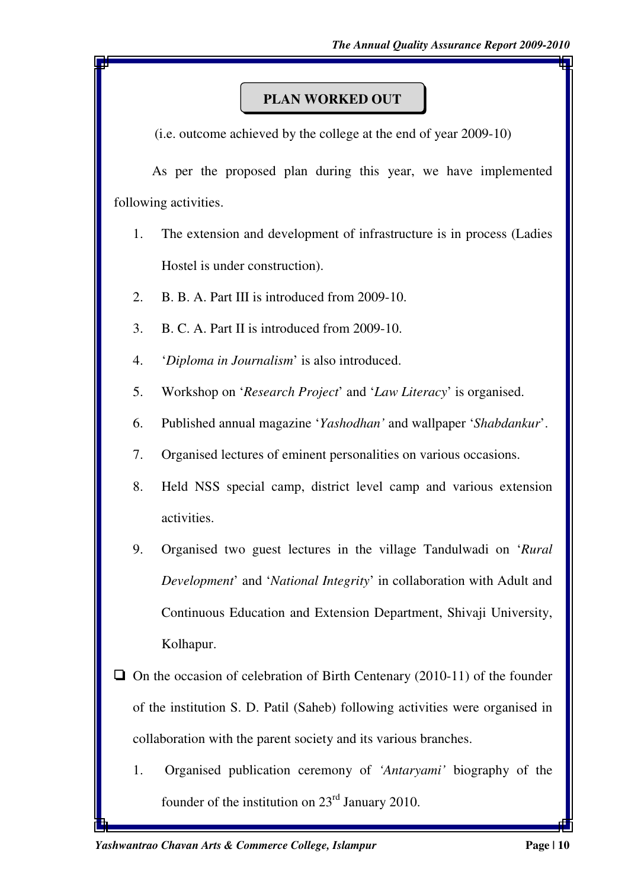## PLAN WORKED OUT

(i.e. outcome achieved by the college at the end of year 2009-10)

As per the proposed plan during this year, we have implemented following activities.

1. The extension and development of infrastructure is in process (Ladies Hostel is under construction).
2. B. B. A. Part III is introduced from 2009-10.
3. B. C. A. Part II is introduced from 2009-10.
4. '*Diploma in Journalism*' is also introduced.
5. Workshop on '*Research Project*' and '*Law Literacy*' is organised.
6. Published annual magazine '*Yashodhan'* and wallpaper '*Shabdankur*'.
7. Organised lectures of eminent personalities on various occasions.
8. Held NSS special camp, district level camp and various extension activities.
9. Organised two guest lectures in the village Tandulwadi on '*Rural Development*' and '*National Integrity*' in collaboration with Adult and Continuous Education and Extension Department, Shivaji University, Kolhapur.

- On the occasion of celebration of Birth Centenary (2010-11) of the founder of the institution S. D. Patil (Saheb) following activities were organised in collaboration with the parent society and its various branches.

  1. Organised publication ceremony of *'Antaryami'* biography of the founder of the institution on 23rd January 2010.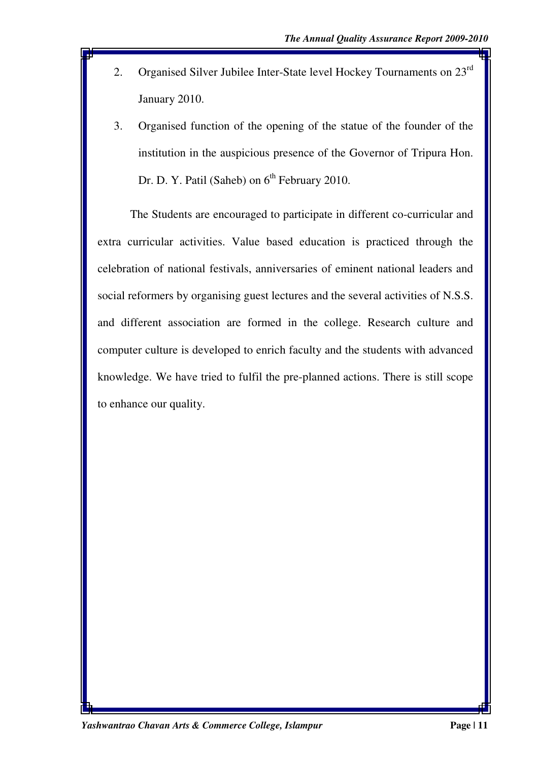2. Organised Silver Jubilee Inter-State level Hockey Tournaments on 23rd January 2010.
3. Organised function of the opening of the statue of the founder of the institution in the auspicious presence of the Governor of Tripura Hon. Dr. D. Y. Patil (Saheb) on 6th February 2010.

The Students are encouraged to participate in different co-curricular and extra curricular activities. Value based education is practiced through the celebration of national festivals, anniversaries of eminent national leaders and social reformers by organising guest lectures and the several activities of N.S.S. and different association are formed in the college. Research culture and computer culture is developed to enrich faculty and the students with advanced knowledge. We have tried to fulfil the pre-planned actions. There is still scope to enhance our quality.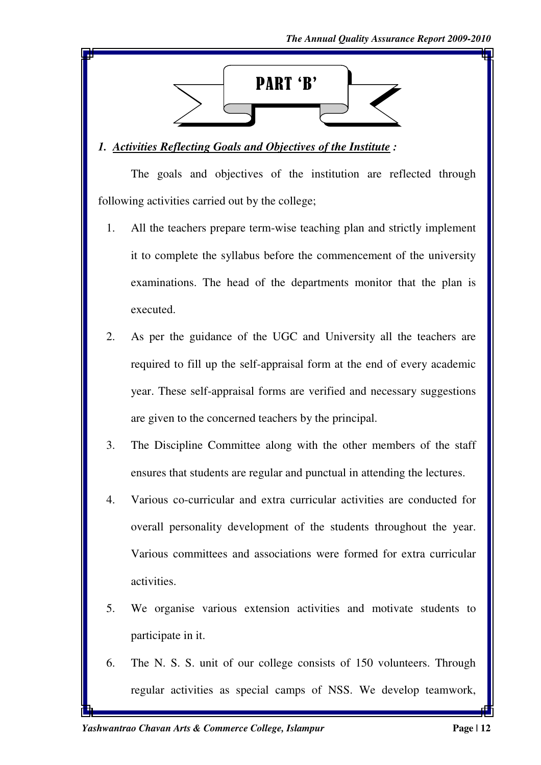# PART 'B'

***1. Activities Reflecting Goals and Objectives of the Institute :***

The goals and objectives of the institution are reflected through following activities carried out by the college;

1. All the teachers prepare term-wise teaching plan and strictly implement it to complete the syllabus before the commencement of the university examinations. The head of the departments monitor that the plan is executed.
2. As per the guidance of the UGC and University all the teachers are required to fill up the self-appraisal form at the end of every academic year. These self-appraisal forms are verified and necessary suggestions are given to the concerned teachers by the principal.
3. The Discipline Committee along with the other members of the staff ensures that students are regular and punctual in attending the lectures.
4. Various co-curricular and extra curricular activities are conducted for overall personality development of the students throughout the year. Various committees and associations were formed for extra curricular activities.
5. We organise various extension activities and motivate students to participate in it.
6. The N. S. S. unit of our college consists of 150 volunteers. Through regular activities as special camps of NSS. We develop teamwork,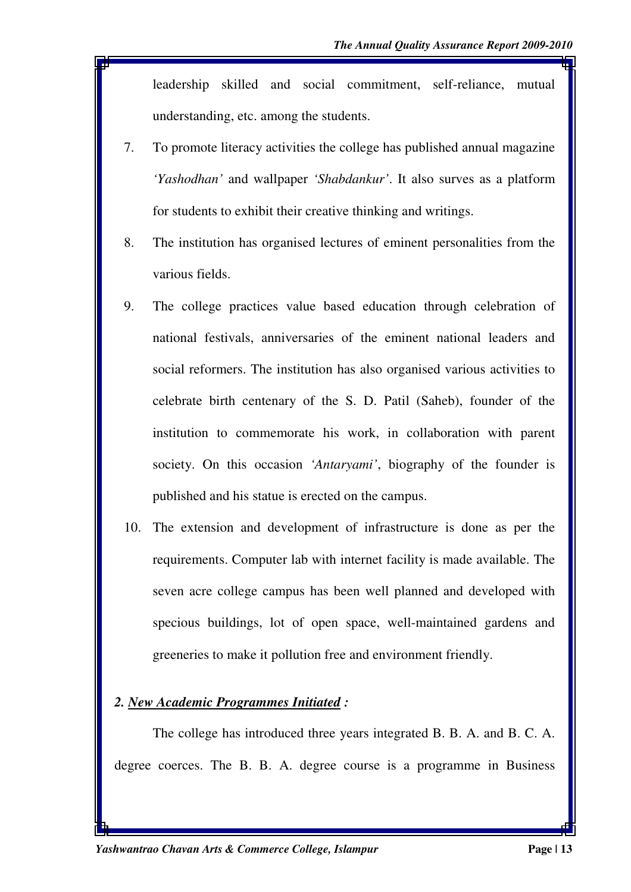leadership skilled and social commitment, self-reliance, mutual understanding, etc. among the students.

7. To promote literacy activities the college has published annual magazine *'Yashodhan'* and wallpaper *'Shabdankur'*. It also surves as a platform for students to exhibit their creative thinking and writings.
8. The institution has organised lectures of eminent personalities from the various fields.
9. The college practices value based education through celebration of national festivals, anniversaries of the eminent national leaders and social reformers. The institution has also organised various activities to celebrate birth centenary of the S. D. Patil (Saheb), founder of the institution to commemorate his work, in collaboration with parent society. On this occasion *'Antaryami'*, biography of the founder is published and his statue is erected on the campus.
10. The extension and development of infrastructure is done as per the requirements. Computer lab with internet facility is made available. The seven acre college campus has been well planned and developed with specious buildings, lot of open space, well-maintained gardens and greeneries to make it pollution free and environment friendly.

***2. <u>New Academic Programmes Initiated</u> :***

The college has introduced three years integrated B. B. A. and B. C. A. degree coerces. The B. B. A. degree course is a programme in Business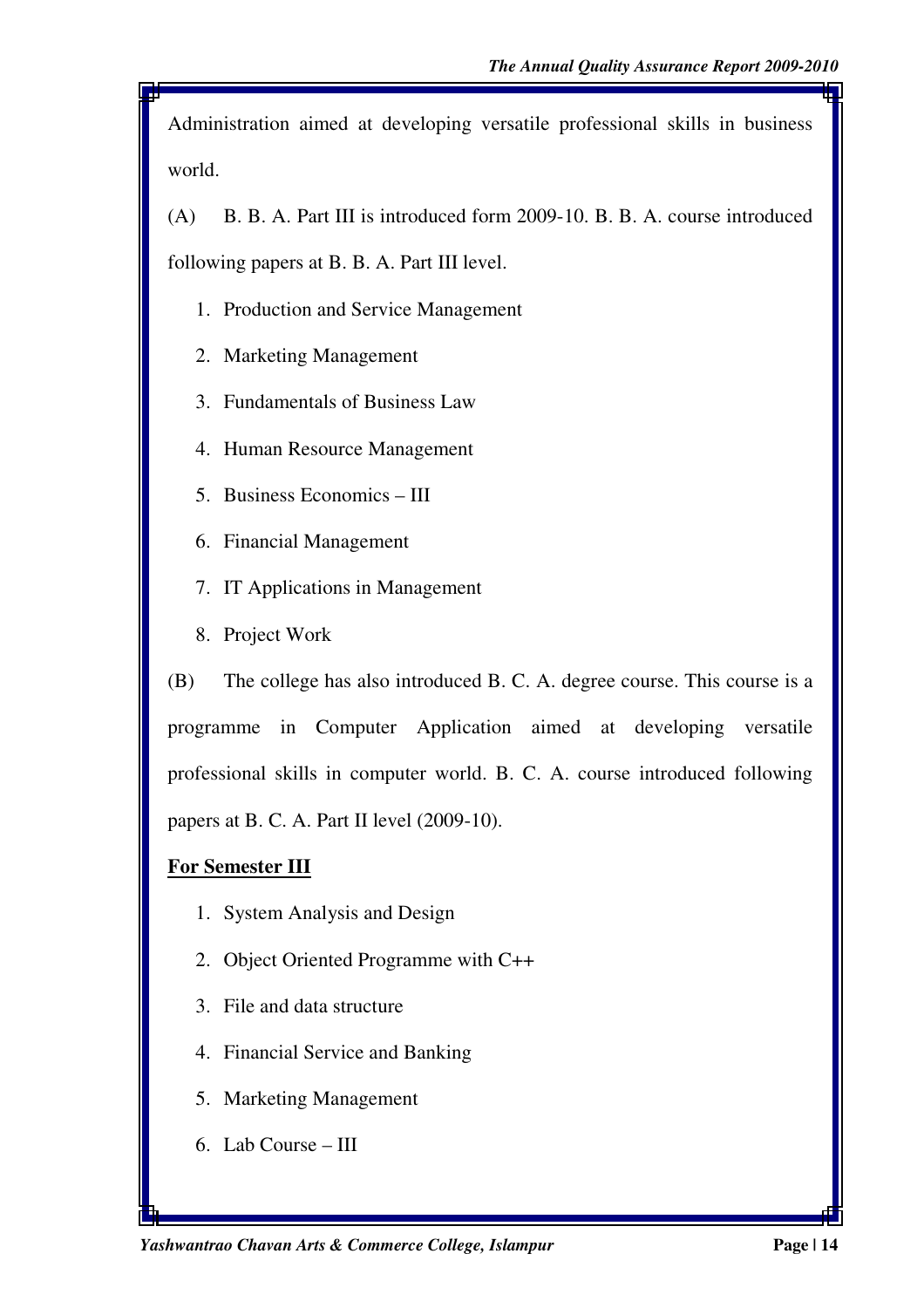Administration aimed at developing versatile professional skills in business world.

(A) B. B. A. Part III is introduced form 2009-10. B. B. A. course introduced following papers at B. B. A. Part III level.

1. Production and Service Management
2. Marketing Management
3. Fundamentals of Business Law
4. Human Resource Management
5. Business Economics – III
6. Financial Management
7. IT Applications in Management
8. Project Work

(B) The college has also introduced B. C. A. degree course. This course is a programme in Computer Application aimed at developing versatile professional skills in computer world. B. C. A. course introduced following papers at B. C. A. Part II level (2009-10).

**<u>For Semester III</u>**

1. System Analysis and Design
2. Object Oriented Programme with C++
3. File and data structure
4. Financial Service and Banking
5. Marketing Management
6. Lab Course – III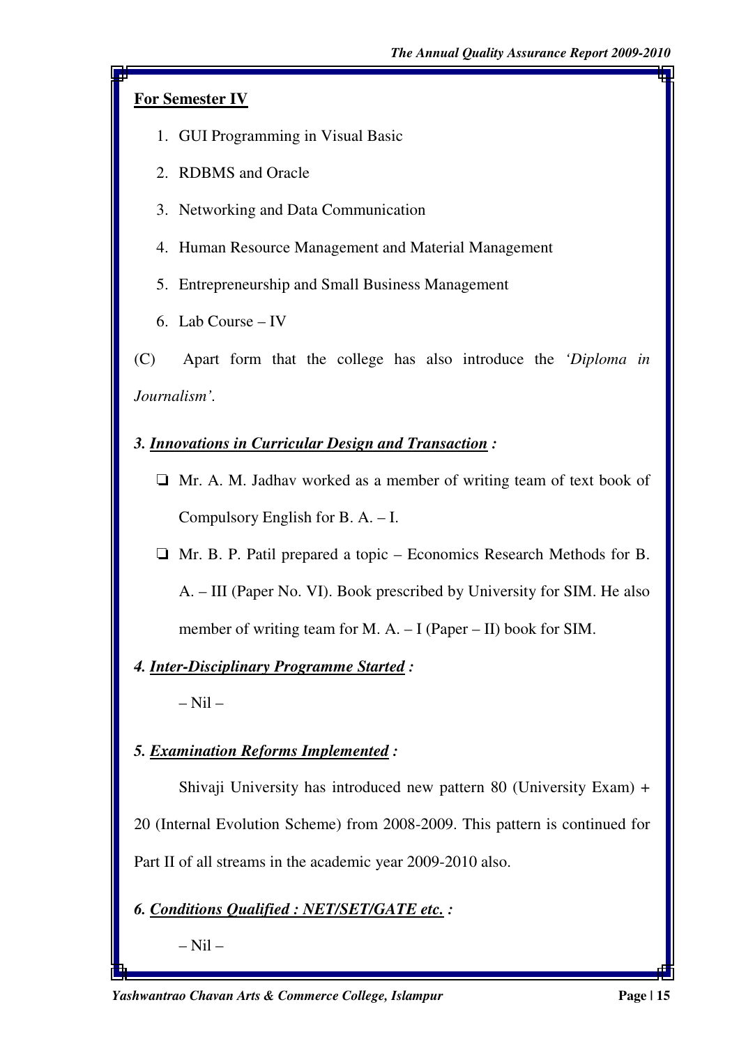**For Semester IV**

1. GUI Programming in Visual Basic
2. RDBMS and Oracle
3. Networking and Data Communication
4. Human Resource Management and Material Management
5. Entrepreneurship and Small Business Management
6. Lab Course – IV

(C) Apart form that the college has also introduce the *'Diploma in Journalism'.*

***3. Innovations in Curricular Design and Transaction :***

- Mr. A. M. Jadhav worked as a member of writing team of text book of Compulsory English for B. A. – I.
- Mr. B. P. Patil prepared a topic – Economics Research Methods for B. A. – III (Paper No. VI). Book prescribed by University for SIM. He also member of writing team for M. A. – I (Paper – II) book for SIM.

***4. Inter-Disciplinary Programme Started :***

– Nil –

***5. Examination Reforms Implemented :***

Shivaji University has introduced new pattern 80 (University Exam) + 20 (Internal Evolution Scheme) from 2008-2009. This pattern is continued for Part II of all streams in the academic year 2009-2010 also.

***6. Conditions Qualified : NET/SET/GATE etc. :***

– Nil –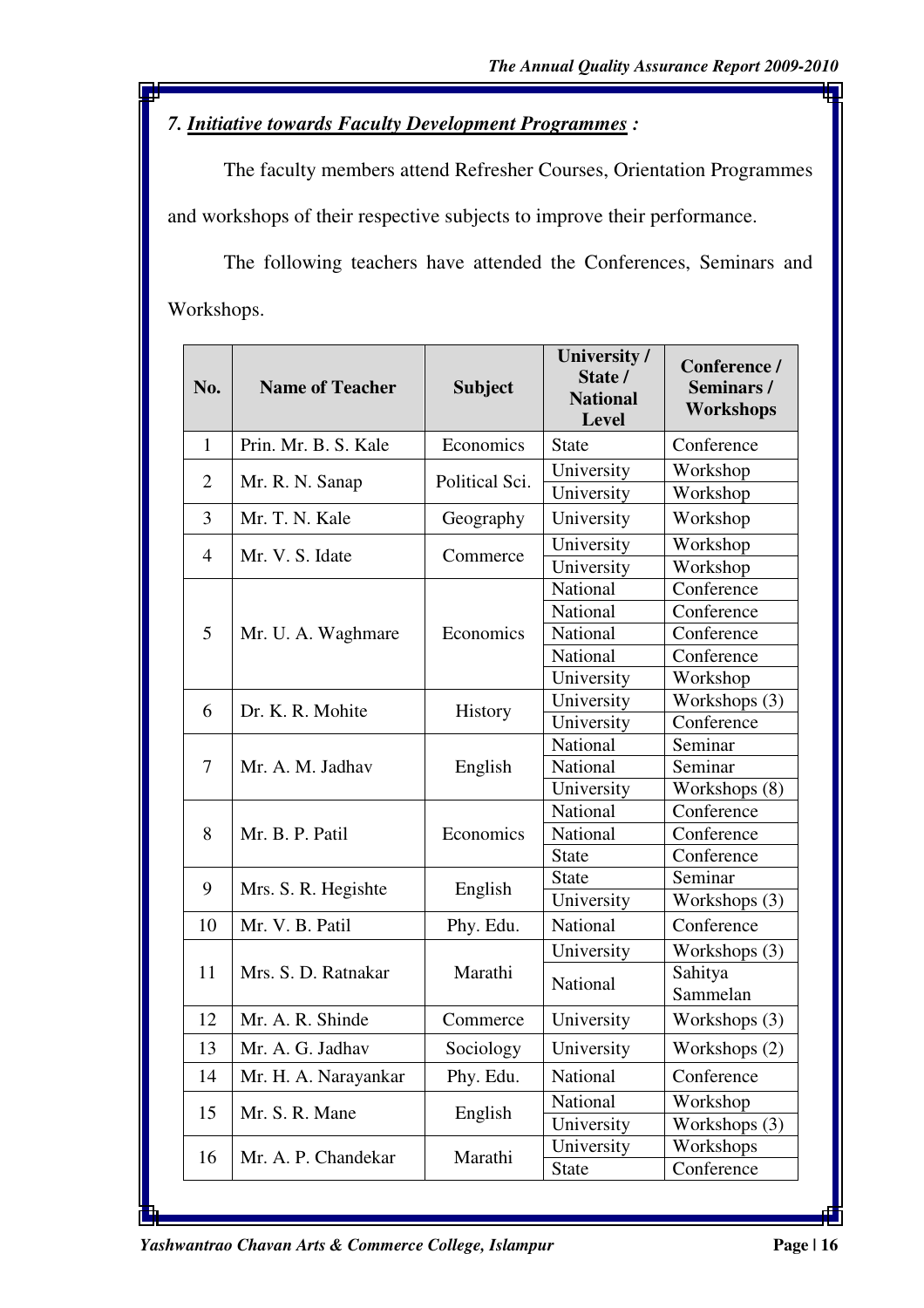### 7. ***Initiative towards Faculty Development Programmes :***

The faculty members attend Refresher Courses, Orientation Programmes and workshops of their respective subjects to improve their performance.

The following teachers have attended the Conferences, Seminars and Workshops.

| No. | Name of Teacher | Subject | University / State / National Level | Conference / Seminars / Workshops |
|---|---|---|---|---|
| 1 | Prin. Mr. B. S. Kale | Economics | State | Conference |
| 2 | Mr. R. N. Sanap | Political Sci. | University | Workshop |
| | | | University | Workshop |
| 3 | Mr. T. N. Kale | Geography | University | Workshop |
| 4 | Mr. V. S. Idate | Commerce | University | Workshop |
| | | | University | Workshop |
| 5 | Mr. U. A. Waghmare | Economics | National | Conference |
| | | | National | Conference |
| | | | National | Conference |
| | | | National | Conference |
| | | | University | Workshop |
| 6 | Dr. K. R. Mohite | History | University | Workshops (3) |
| | | | University | Conference |
| 7 | Mr. A. M. Jadhav | English | National | Seminar |
| | | | National | Seminar |
| | | | University | Workshops (8) |
| 8 | Mr. B. P. Patil | Economics | National | Conference |
| | | | National | Conference |
| | | | State | Conference |
| 9 | Mrs. S. R. Hegishte | English | State | Seminar |
| | | | University | Workshops (3) |
| 10 | Mr. V. B. Patil | Phy. Edu. | National | Conference |
| 11 | Mrs. S. D. Ratnakar | Marathi | University | Workshops (3) |
| | | | National | Sahitya Sammelan |
| 12 | Mr. A. R. Shinde | Commerce | University | Workshops (3) |
| 13 | Mr. A. G. Jadhav | Sociology | University | Workshops (2) |
| 14 | Mr. H. A. Narayankar | Phy. Edu. | National | Conference |
| 15 | Mr. S. R. Mane | English | National | Workshop |
| | | | University | Workshops (3) |
| 16 | Mr. A. P. Chandekar | Marathi | University | Workshops |
| | | | State | Conference |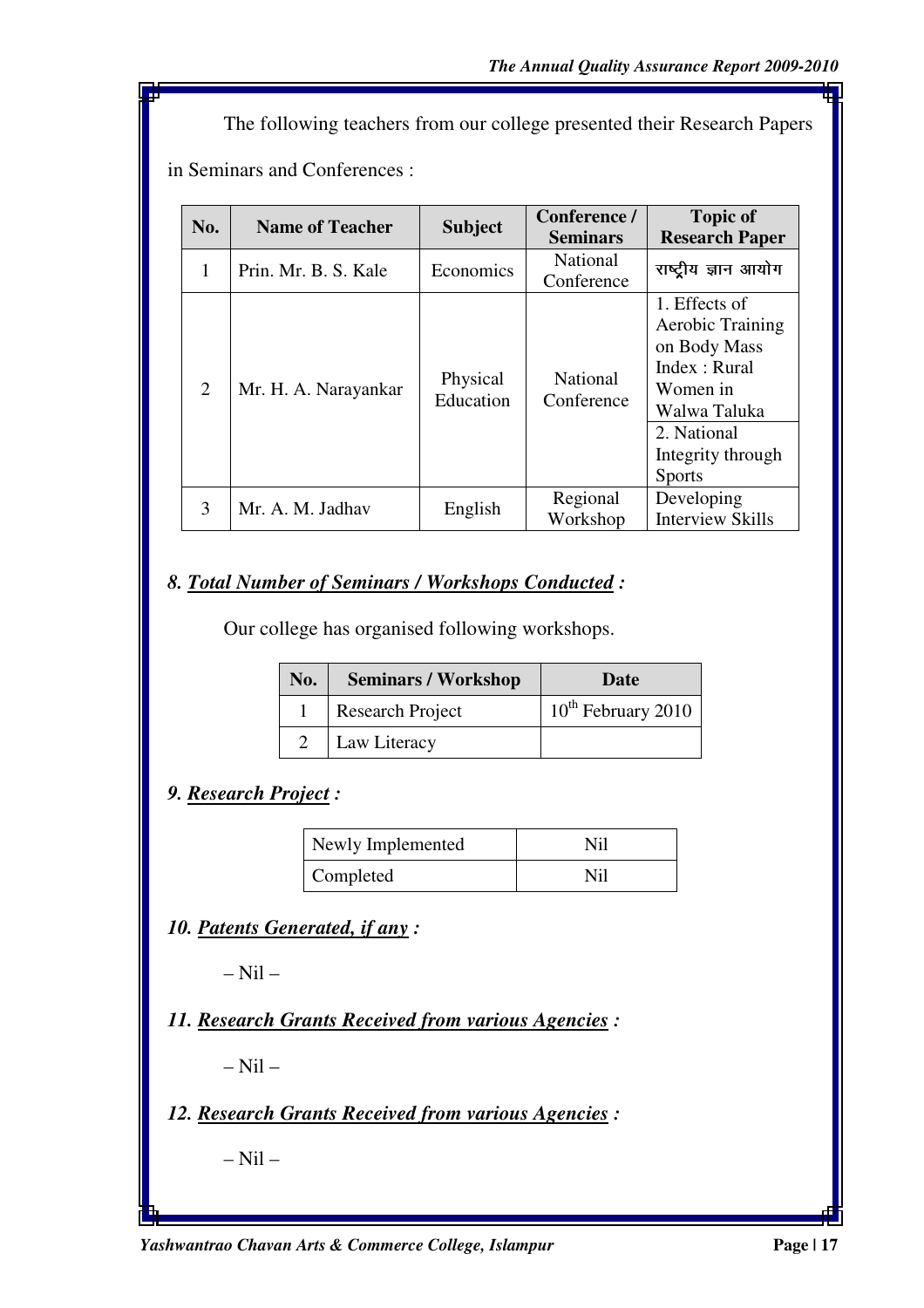The following teachers from our college presented their Research Papers in Seminars and Conferences :

| No. | Name of Teacher | Subject | Conference / Seminars | Topic of Research Paper |
|---|---|---|---|---|
| 1 | Prin. Mr. B. S. Kale | Economics | National Conference | राष्ट्रीय ज्ञान आयोग |
| 2 | Mr. H. A. Narayankar | Physical Education | National Conference | 1. Effects of Aerobic Training on Body Mass Index : Rural Women in Walwa Taluka |
| | | | | 2. National Integrity through Sports |
| 3 | Mr. A. M. Jadhav | English | Regional Workshop | Developing Interview Skills |

### *8. Total Number of Seminars / Workshops Conducted :*

Our college has organised following workshops.

| No. | Seminars / Workshop | Date |
|---|---|---|
| 1 | Research Project | 10th February 2010 |
| 2 | Law Literacy | |

### *9. Research Project :*

| | |
|---|---|
| Newly Implemented | Nil |
| Completed | Nil |

### *10. Patents Generated, if any :*

– Nil –

### *11. Research Grants Received from various Agencies :*

– Nil –

### *12. Research Grants Received from various Agencies :*

– Nil –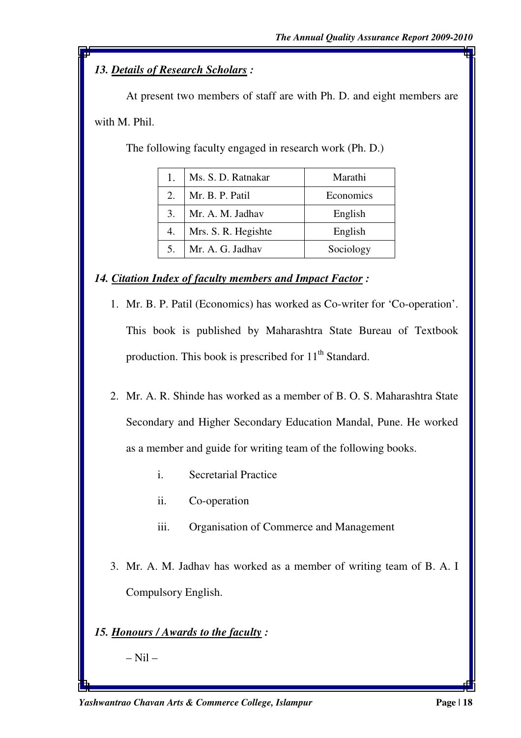### *13. Details of Research Scholars :*

At present two members of staff are with Ph. D. and eight members are with M. Phil.

The following faculty engaged in research work (Ph. D.)

| | | |
|---|---|---|
| 1. | Ms. S. D. Ratnakar | Marathi |
| 2. | Mr. B. P. Patil | Economics |
| 3. | Mr. A. M. Jadhav | English |
| 4. | Mrs. S. R. Hegishte | English |
| 5. | Mr. A. G. Jadhav | Sociology |

### *14. Citation Index of faculty members and Impact Factor :*

1. Mr. B. P. Patil (Economics) has worked as Co-writer for 'Co-operation'. This book is published by Maharashtra State Bureau of Textbook production. This book is prescribed for 11th Standard.

2. Mr. A. R. Shinde has worked as a member of B. O. S. Maharashtra State Secondary and Higher Secondary Education Mandal, Pune. He worked as a member and guide for writing team of the following books.

   i. Secretarial Practice

   ii. Co-operation

   iii. Organisation of Commerce and Management

3. Mr. A. M. Jadhav has worked as a member of writing team of B. A. I Compulsory English.

### *15. Honours / Awards to the faculty :*

– Nil –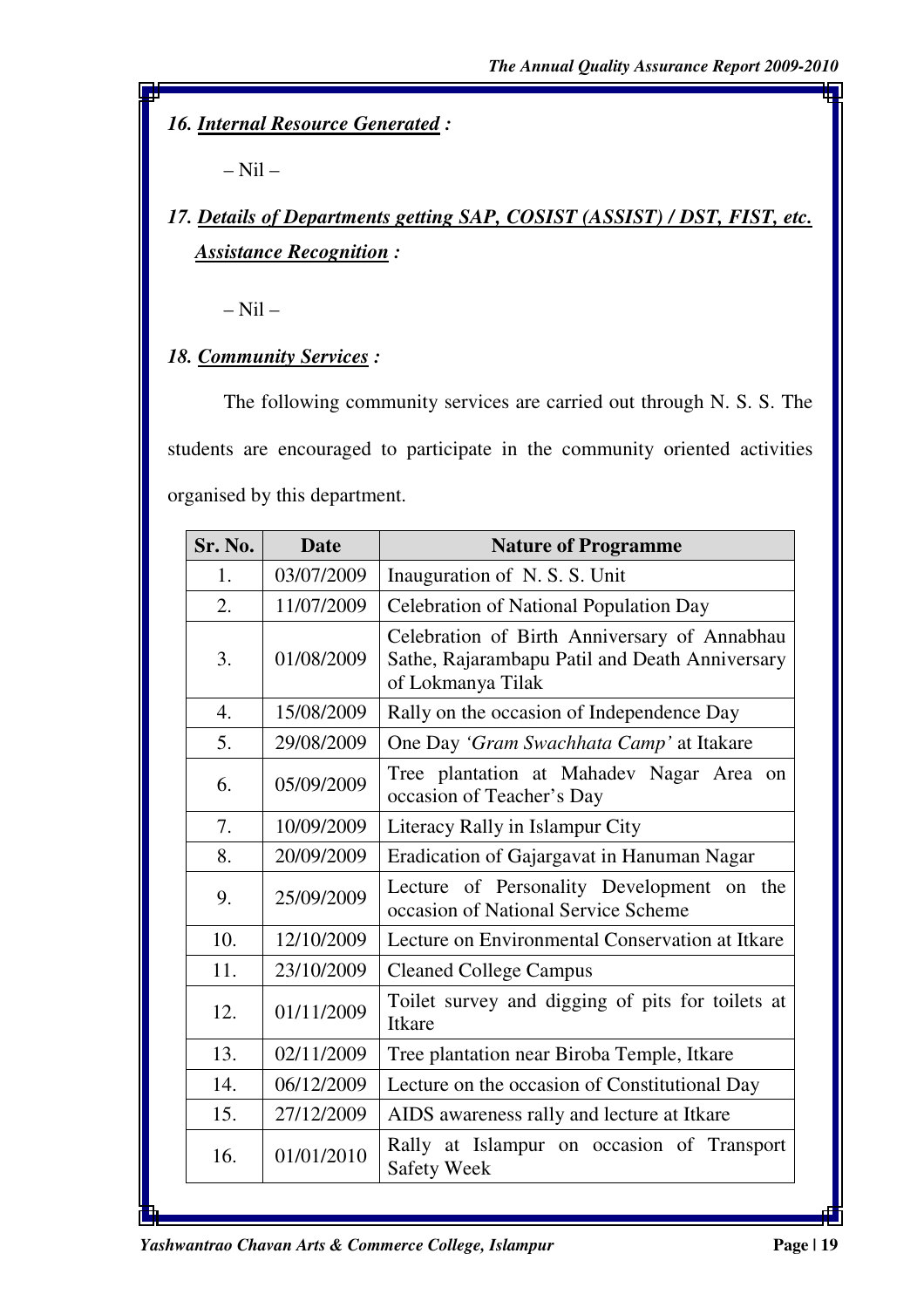### *16. <u>Internal Resource Generated</u> :*

– Nil –

### *17. <u>Details of Departments getting SAP, COSIST (ASSIST) / DST, FIST, etc. Assistance Recognition</u> :*

– Nil –

### *18. <u>Community Services</u> :*

The following community services are carried out through N. S. S. The students are encouraged to participate in the community oriented activities organised by this department.

| Sr. No. | Date | Nature of Programme |
|---|---|---|
| 1. | 03/07/2009 | Inauguration of N. S. S. Unit |
| 2. | 11/07/2009 | Celebration of National Population Day |
| 3. | 01/08/2009 | Celebration of Birth Anniversary of Annabhau Sathe, Rajarambapu Patil and Death Anniversary of Lokmanya Tilak |
| 4. | 15/08/2009 | Rally on the occasion of Independence Day |
| 5. | 29/08/2009 | One Day *'Gram Swachhata Camp'* at Itakare |
| 6. | 05/09/2009 | Tree plantation at Mahadev Nagar Area on occasion of Teacher's Day |
| 7. | 10/09/2009 | Literacy Rally in Islampur City |
| 8. | 20/09/2009 | Eradication of Gajargavat in Hanuman Nagar |
| 9. | 25/09/2009 | Lecture of Personality Development on the occasion of National Service Scheme |
| 10. | 12/10/2009 | Lecture on Environmental Conservation at Itkare |
| 11. | 23/10/2009 | Cleaned College Campus |
| 12. | 01/11/2009 | Toilet survey and digging of pits for toilets at Itkare |
| 13. | 02/11/2009 | Tree plantation near Biroba Temple, Itkare |
| 14. | 06/12/2009 | Lecture on the occasion of Constitutional Day |
| 15. | 27/12/2009 | AIDS awareness rally and lecture at Itkare |
| 16. | 01/01/2010 | Rally at Islampur on occasion of Transport Safety Week |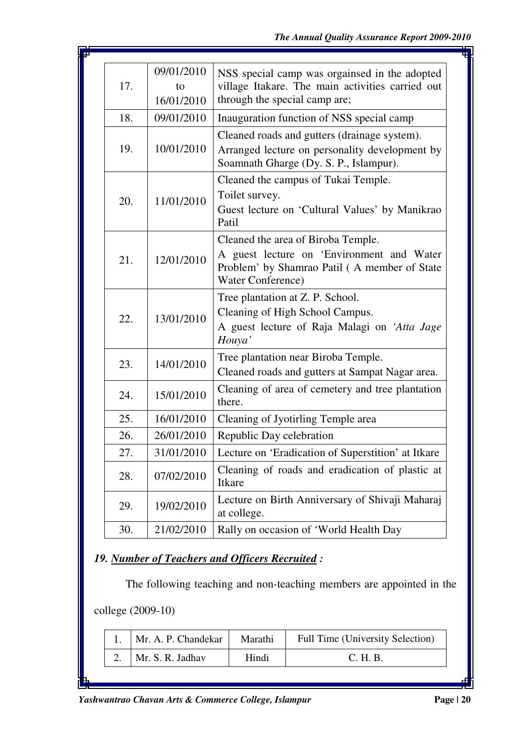| | | |
|---|---|---|
| 17. | 09/01/2010 to 16/01/2010 | NSS special camp was orgainsed in the adopted village Itakare. The main activities carried out through the special camp are; |
| 18. | 09/01/2010 | Inauguration function of NSS special camp |
| 19. | 10/01/2010 | Cleaned roads and gutters (drainage system).<br>Arranged lecture on personality development by Soamnath Gharge (Dy. S. P., Islampur). |
| 20. | 11/01/2010 | Cleaned the campus of Tukai Temple.<br>Toilet survey.<br>Guest lecture on 'Cultural Values' by Manikrao Patil |
| 21. | 12/01/2010 | Cleaned the area of Biroba Temple.<br>A guest lecture on 'Environment and Water Problem' by Shamrao Patil ( A member of State Water Conference) |
| 22. | 13/01/2010 | Tree plantation at Z. P. School.<br>Cleaning of High School Campus.<br>A guest lecture of Raja Malagi on *'Atta Jage Houya'* |
| 23. | 14/01/2010 | Tree plantation near Biroba Temple.<br>Cleaned roads and gutters at Sampat Nagar area. |
| 24. | 15/01/2010 | Cleaning of area of cemetery and tree plantation there. |
| 25. | 16/01/2010 | Cleaning of Jyotirling Temple area |
| 26. | 26/01/2010 | Republic Day celebration |
| 27. | 31/01/2010 | Lecture on 'Eradication of Superstition' at Itkare |
| 28. | 07/02/2010 | Cleaning of roads and eradication of plastic at Itkare |
| 29. | 19/02/2010 | Lecture on Birth Anniversary of Shivaji Maharaj at college. |
| 30. | 21/02/2010 | Rally on occasion of 'World Health Day |

### *19. Number of Teachers and Officers Recruited :*

The following teaching and non-teaching members are appointed in the college (2009-10)

| | | | |
|---|---|---|---|
| 1. | Mr. A. P. Chandekar | Marathi | Full Time (University Selection) |
| 2. | Mr. S. R. Jadhav | Hindi | C. H. B. |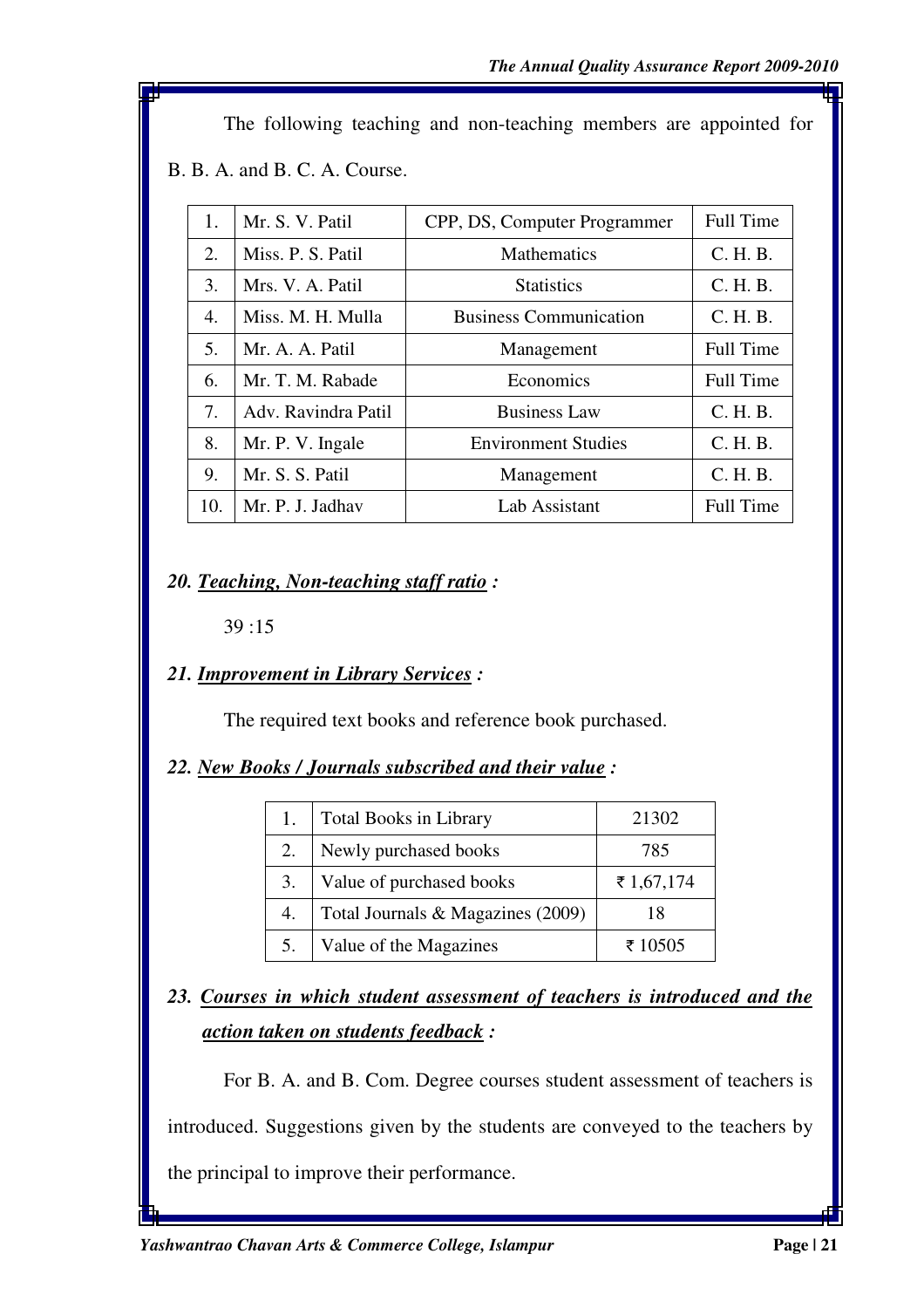The following teaching and non-teaching members are appointed for B. B. A. and B. C. A. Course.

| | | | |
|---|---|---|---|
| 1. | Mr. S. V. Patil | CPP, DS, Computer Programmer | Full Time |
| 2. | Miss. P. S. Patil | Mathematics | C. H. B. |
| 3. | Mrs. V. A. Patil | Statistics | C. H. B. |
| 4. | Miss. M. H. Mulla | Business Communication | C. H. B. |
| 5. | Mr. A. A. Patil | Management | Full Time |
| 6. | Mr. T. M. Rabade | Economics | Full Time |
| 7. | Adv. Ravindra Patil | Business Law | C. H. B. |
| 8. | Mr. P. V. Ingale | Environment Studies | C. H. B. |
| 9. | Mr. S. S. Patil | Management | C. H. B. |
| 10. | Mr. P. J. Jadhav | Lab Assistant | Full Time |

### *20. Teaching, Non-teaching staff ratio :*

39 :15

### *21. Improvement in Library Services :*

The required text books and reference book purchased.

### *22. New Books / Journals subscribed and their value :*

| | | |
|---|---|---|
| 1. | Total Books in Library | 21302 |
| 2. | Newly purchased books | 785 |
| 3. | Value of purchased books | ₹ 1,67,174 |
| 4. | Total Journals & Magazines (2009) | 18 |
| 5. | Value of the Magazines | ₹ 10505 |

### *23. Courses in which student assessment of teachers is introduced and the action taken on students feedback :*

For B. A. and B. Com. Degree courses student assessment of teachers is introduced. Suggestions given by the students are conveyed to the teachers by the principal to improve their performance.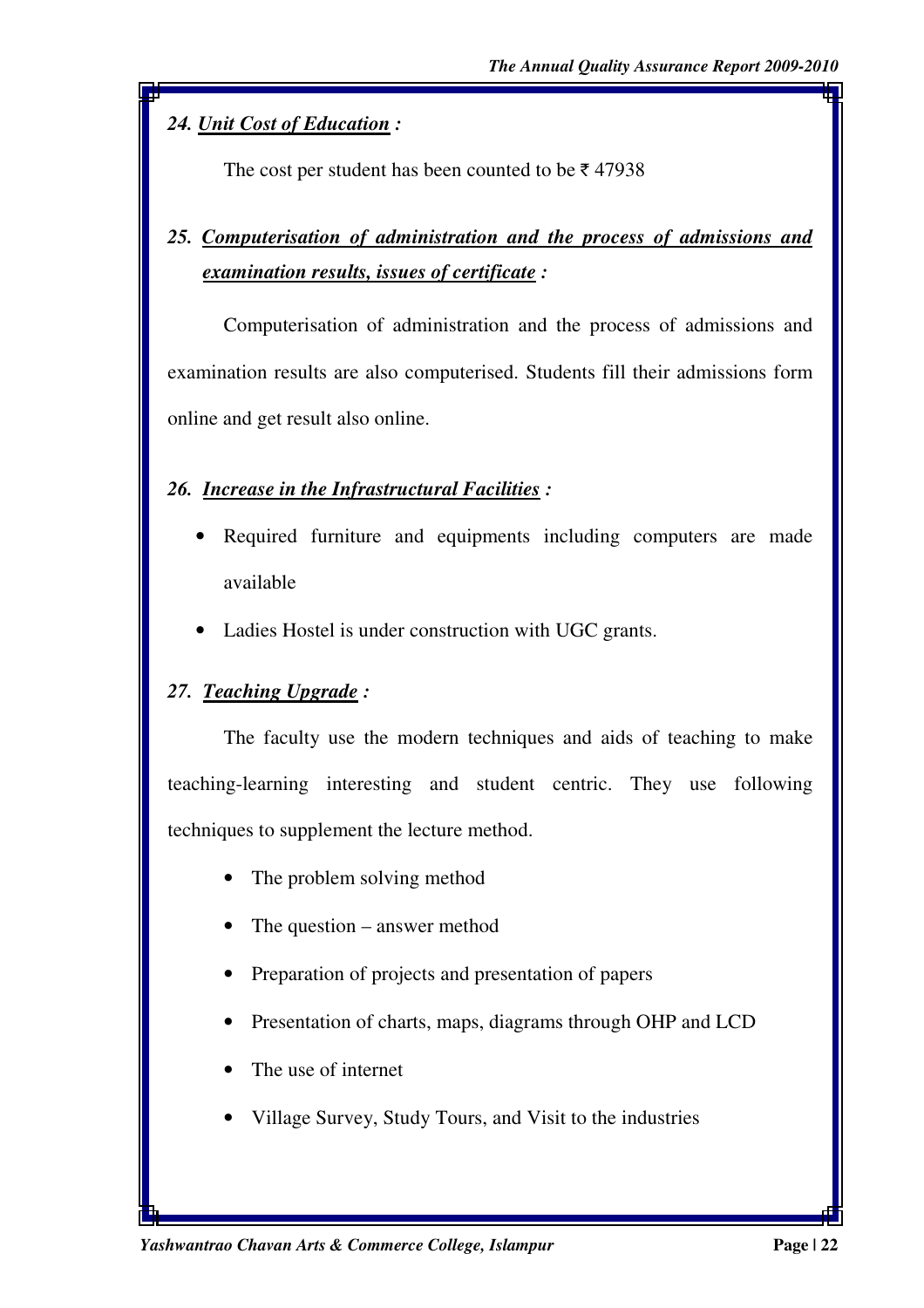### *24. Unit Cost of Education :*

The cost per student has been counted to be ₹ 47938

### *25. Computerisation of administration and the process of admissions and examination results, issues of certificate :*

Computerisation of administration and the process of admissions and examination results are also computerised. Students fill their admissions form online and get result also online.

### *26. Increase in the Infrastructural Facilities :*

- Required furniture and equipments including computers are made available
- Ladies Hostel is under construction with UGC grants.

### *27. Teaching Upgrade :*

The faculty use the modern techniques and aids of teaching to make teaching-learning interesting and student centric. They use following techniques to supplement the lecture method.

- The problem solving method
- The question – answer method
- Preparation of projects and presentation of papers
- Presentation of charts, maps, diagrams through OHP and LCD
- The use of internet
- Village Survey, Study Tours, and Visit to the industries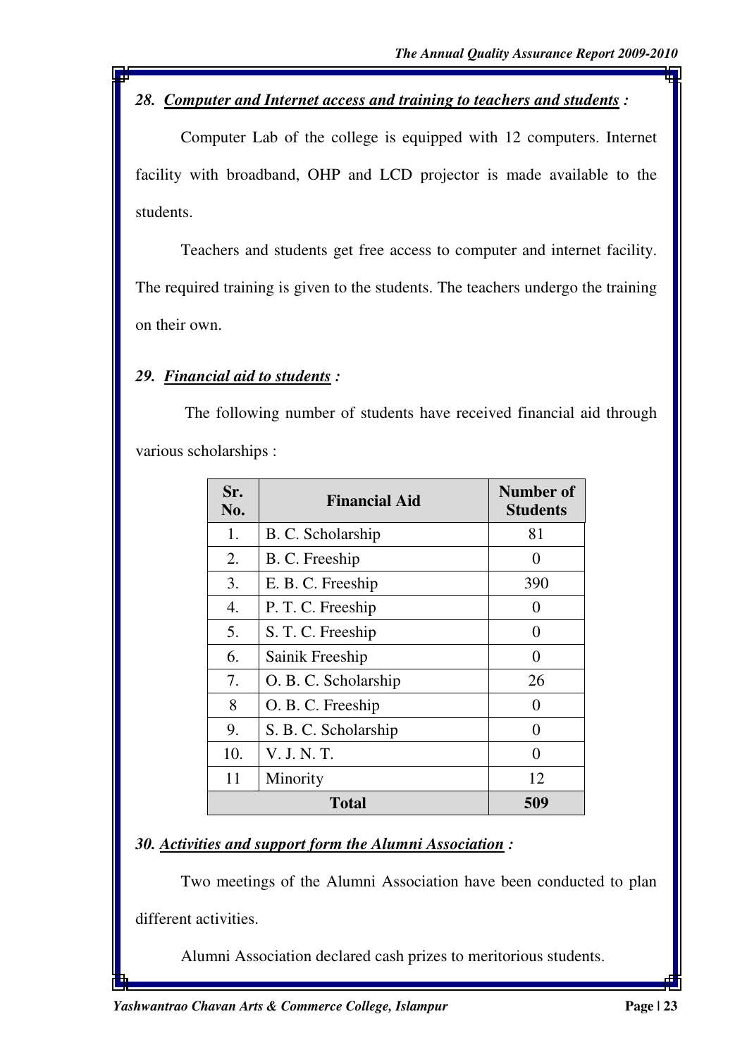### *28. Computer and Internet access and training to teachers and students :*

Computer Lab of the college is equipped with 12 computers. Internet facility with broadband, OHP and LCD projector is made available to the students.

Teachers and students get free access to computer and internet facility. The required training is given to the students. The teachers undergo the training on their own.

### *29. Financial aid to students :*

The following number of students have received financial aid through various scholarships :

| Sr. No. | Financial Aid | Number of Students |
|---|---|---|
| 1. | B. C. Scholarship | 81 |
| 2. | B. C. Freeship | 0 |
| 3. | E. B. C. Freeship | 390 |
| 4. | P. T. C. Freeship | 0 |
| 5. | S. T. C. Freeship | 0 |
| 6. | Sainik Freeship | 0 |
| 7. | O. B. C. Scholarship | 26 |
| 8 | O. B. C. Freeship | 0 |
| 9. | S. B. C. Scholarship | 0 |
| 10. | V. J. N. T. | 0 |
| 11 | Minority | 12 |
| **Total** | | **509** |

### *30. Activities and support form the Alumni Association :*

Two meetings of the Alumni Association have been conducted to plan different activities.

Alumni Association declared cash prizes to meritorious students.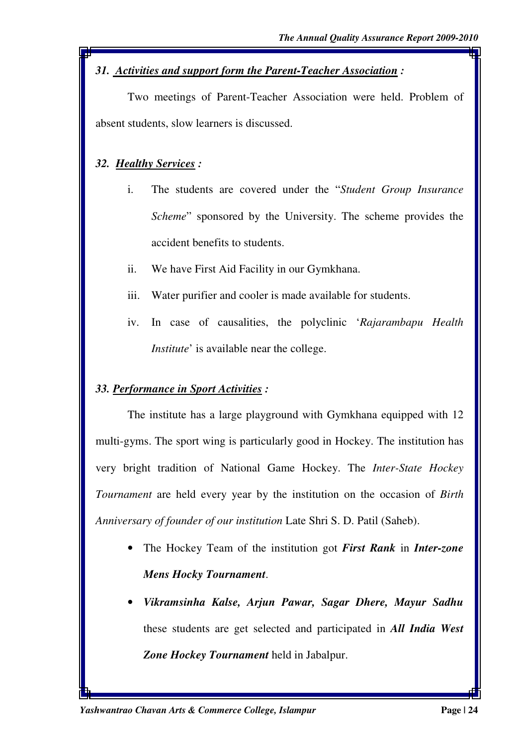### *31. Activities and support form the Parent-Teacher Association :*

Two meetings of Parent-Teacher Association were held. Problem of absent students, slow learners is discussed.

### *32. Healthy Services :*

i. The students are covered under the "*Student Group Insurance Scheme*" sponsored by the University. The scheme provides the accident benefits to students.

ii. We have First Aid Facility in our Gymkhana.

iii. Water purifier and cooler is made available for students.

iv. In case of causalities, the polyclinic '*Rajarambapu Health Institute*' is available near the college.

### *33. Performance in Sport Activities :*

The institute has a large playground with Gymkhana equipped with 12 multi-gyms. The sport wing is particularly good in Hockey. The institution has very bright tradition of National Game Hockey. The *Inter-State Hockey Tournament* are held every year by the institution on the occasion of *Birth Anniversary of founder of our institution* Late Shri S. D. Patil (Saheb).

- The Hockey Team of the institution got ***First Rank*** in ***Inter-zone Mens Hocky Tournament***.
- ***Vikramsinha Kalse, Arjun Pawar, Sagar Dhere, Mayur Sadhu*** these students are get selected and participated in ***All India West Zone Hockey Tournament*** held in Jabalpur.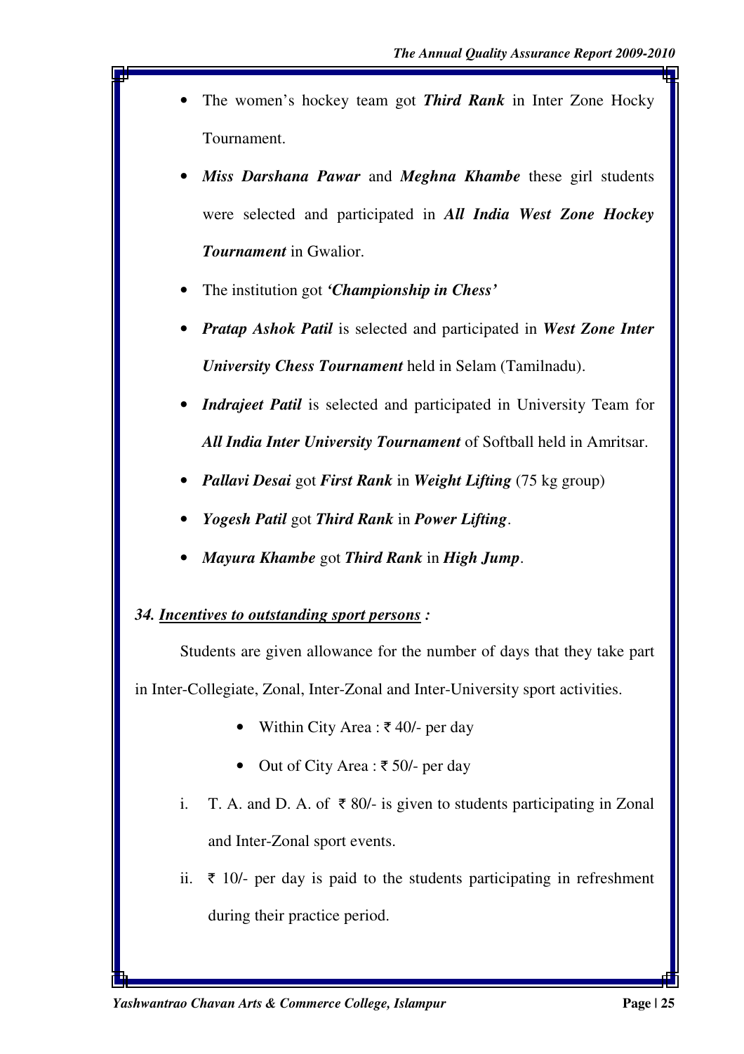- The women's hockey team got ***Third Rank*** in Inter Zone Hocky Tournament.
- ***Miss Darshana Pawar*** and ***Meghna Khambe*** these girl students were selected and participated in ***All India West Zone Hockey Tournament*** in Gwalior.
- The institution got ***'Championship in Chess'***
- ***Pratap Ashok Patil*** is selected and participated in ***West Zone Inter University Chess Tournament*** held in Selam (Tamilnadu).
- ***Indrajeet Patil*** is selected and participated in University Team for ***All India Inter University Tournament*** of Softball held in Amritsar.
- ***Pallavi Desai*** got ***First Rank*** in ***Weight Lifting*** (75 kg group)
- ***Yogesh Patil*** got ***Third Rank*** in ***Power Lifting***.
- ***Mayura Khambe*** got ***Third Rank*** in ***High Jump***.

***34. <u>Incentives to outstanding sport persons</u> :***

Students are given allowance for the number of days that they take part in Inter-Collegiate, Zonal, Inter-Zonal and Inter-University sport activities.

- Within City Area : ₹ 40/- per day
- Out of City Area : ₹ 50/- per day

i. T. A. and D. A. of ₹ 80/- is given to students participating in Zonal and Inter-Zonal sport events.

ii. ₹ 10/- per day is paid to the students participating in refreshment during their practice period.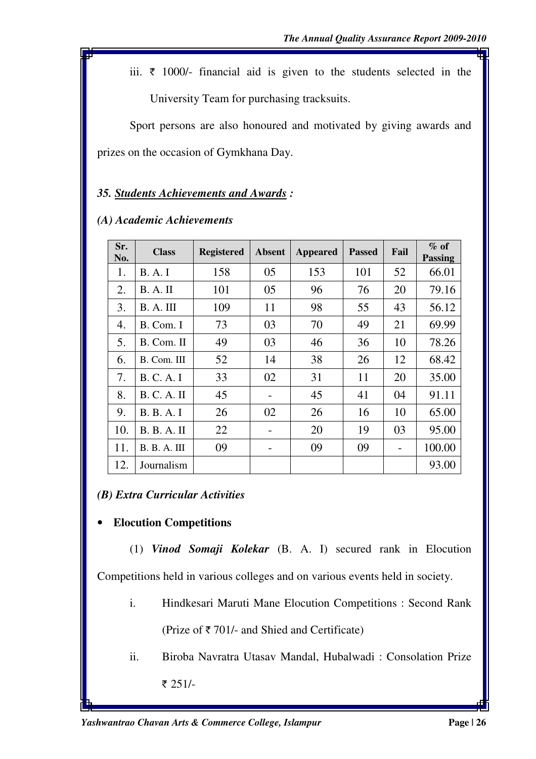iii. ₹ 1000/- financial aid is given to the students selected in the University Team for purchasing tracksuits.

Sport persons are also honoured and motivated by giving awards and prizes on the occasion of Gymkhana Day.

### *35. Students Achievements and Awards :*

#### *(A) Academic Achievements*

| Sr. No. | Class | Registered | Absent | Appeared | Passed | Fail | % of Passing |
|---|---|---|---|---|---|---|---|
| 1. | B. A. I | 158 | 05 | 153 | 101 | 52 | 66.01 |
| 2. | B. A. II | 101 | 05 | 96 | 76 | 20 | 79.16 |
| 3. | B. A. III | 109 | 11 | 98 | 55 | 43 | 56.12 |
| 4. | B. Com. I | 73 | 03 | 70 | 49 | 21 | 69.99 |
| 5. | B. Com. II | 49 | 03 | 46 | 36 | 10 | 78.26 |
| 6. | B. Com. III | 52 | 14 | 38 | 26 | 12 | 68.42 |
| 7. | B. C. A. I | 33 | 02 | 31 | 11 | 20 | 35.00 |
| 8. | B. C. A. II | 45 | - | 45 | 41 | 04 | 91.11 |
| 9. | B. B. A. I | 26 | 02 | 26 | 16 | 10 | 65.00 |
| 10. | B. B. A. II | 22 | - | 20 | 19 | 03 | 95.00 |
| 11. | B. B. A. III | 09 | - | 09 | 09 | - | 100.00 |
| 12. | Journalism | | | | | | 93.00 |

#### *(B) Extra Curricular Activities*

- **Elocution Competitions**

(1) ***Vinod Somaji Kolekar*** (B. A. I) secured rank in Elocution Competitions held in various colleges and on various events held in society.

i. Hindkesari Maruti Mane Elocution Competitions : Second Rank (Prize of ₹ 701/- and Shied and Certificate)

ii. Biroba Navratra Utasav Mandal, Hubalwadi : Consolation Prize ₹ 251/-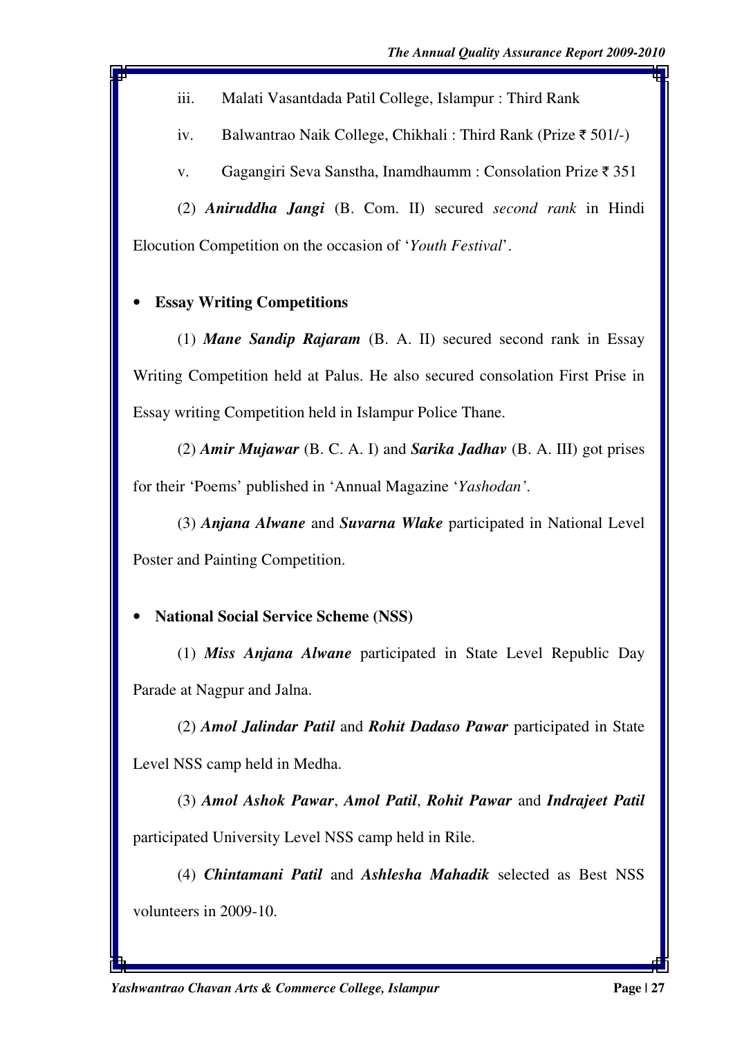iii. Malati Vasantdada Patil College, Islampur : Third Rank

iv. Balwantrao Naik College, Chikhali : Third Rank (Prize ₹ 501/-)

v. Gagangiri Seva Sanstha, Inamdhaumm : Consolation Prize ₹ 351

(2) ***Aniruddha Jangi*** (B. Com. II) secured *second rank* in Hindi Elocution Competition on the occasion of '*Youth Festival*'.

- **Essay Writing Competitions**

(1) ***Mane Sandip Rajaram*** (B. A. II) secured second rank in Essay Writing Competition held at Palus. He also secured consolation First Prise in Essay writing Competition held in Islampur Police Thane.

(2) ***Amir Mujawar*** (B. C. A. I) and ***Sarika Jadhav*** (B. A. III) got prises for their 'Poems' published in 'Annual Magazine '*Yashodan'*.

(3) ***Anjana Alwane*** and ***Suvarna Wlake*** participated in National Level Poster and Painting Competition.

- **National Social Service Scheme (NSS)**

(1) ***Miss Anjana Alwane*** participated in State Level Republic Day Parade at Nagpur and Jalna.

(2) ***Amol Jalindar Patil*** and ***Rohit Dadaso Pawar*** participated in State Level NSS camp held in Medha.

(3) ***Amol Ashok Pawar***, ***Amol Patil***, ***Rohit Pawar*** and ***Indrajeet Patil*** participated University Level NSS camp held in Rile.

(4) ***Chintamani Patil*** and ***Ashlesha Mahadik*** selected as Best NSS volunteers in 2009-10.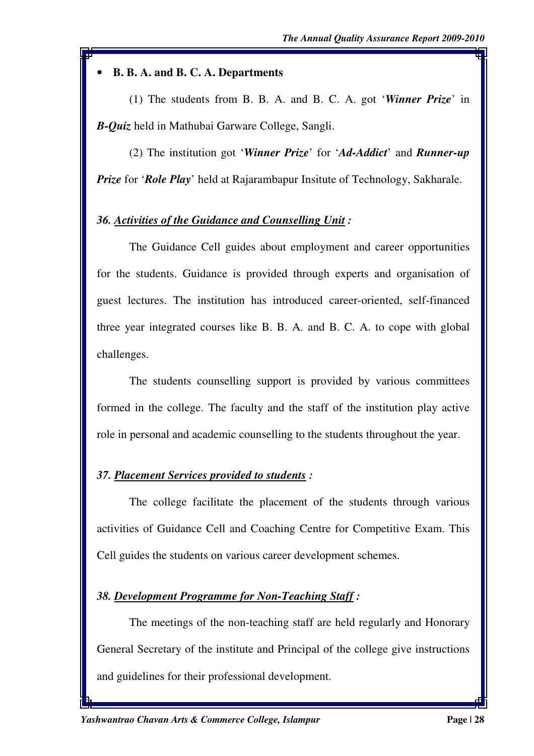- **B. B. A. and B. C. A. Departments**

(1) The students from B. B. A. and B. C. A. got '***Winner Prize***' in ***B-Quiz*** held in Mathubai Garware College, Sangli.

(2) The institution got '***Winner Prize***' for '***Ad-Addict***' and ***Runner-up Prize*** for '***Role Play***' held at Rajarambapur Insitute of Technology, Sakharale.

### *36. Activities of the Guidance and Counselling Unit :*

The Guidance Cell guides about employment and career opportunities for the students. Guidance is provided through experts and organisation of guest lectures. The institution has introduced career-oriented, self-financed three year integrated courses like B. B. A. and B. C. A. to cope with global challenges.

The students counselling support is provided by various committees formed in the college. The faculty and the staff of the institution play active role in personal and academic counselling to the students throughout the year.

### *37. Placement Services provided to students :*

The college facilitate the placement of the students through various activities of Guidance Cell and Coaching Centre for Competitive Exam. This Cell guides the students on various career development schemes.

### *38. Development Programme for Non-Teaching Staff :*

The meetings of the non-teaching staff are held regularly and Honorary General Secretary of the institute and Principal of the college give instructions and guidelines for their professional development.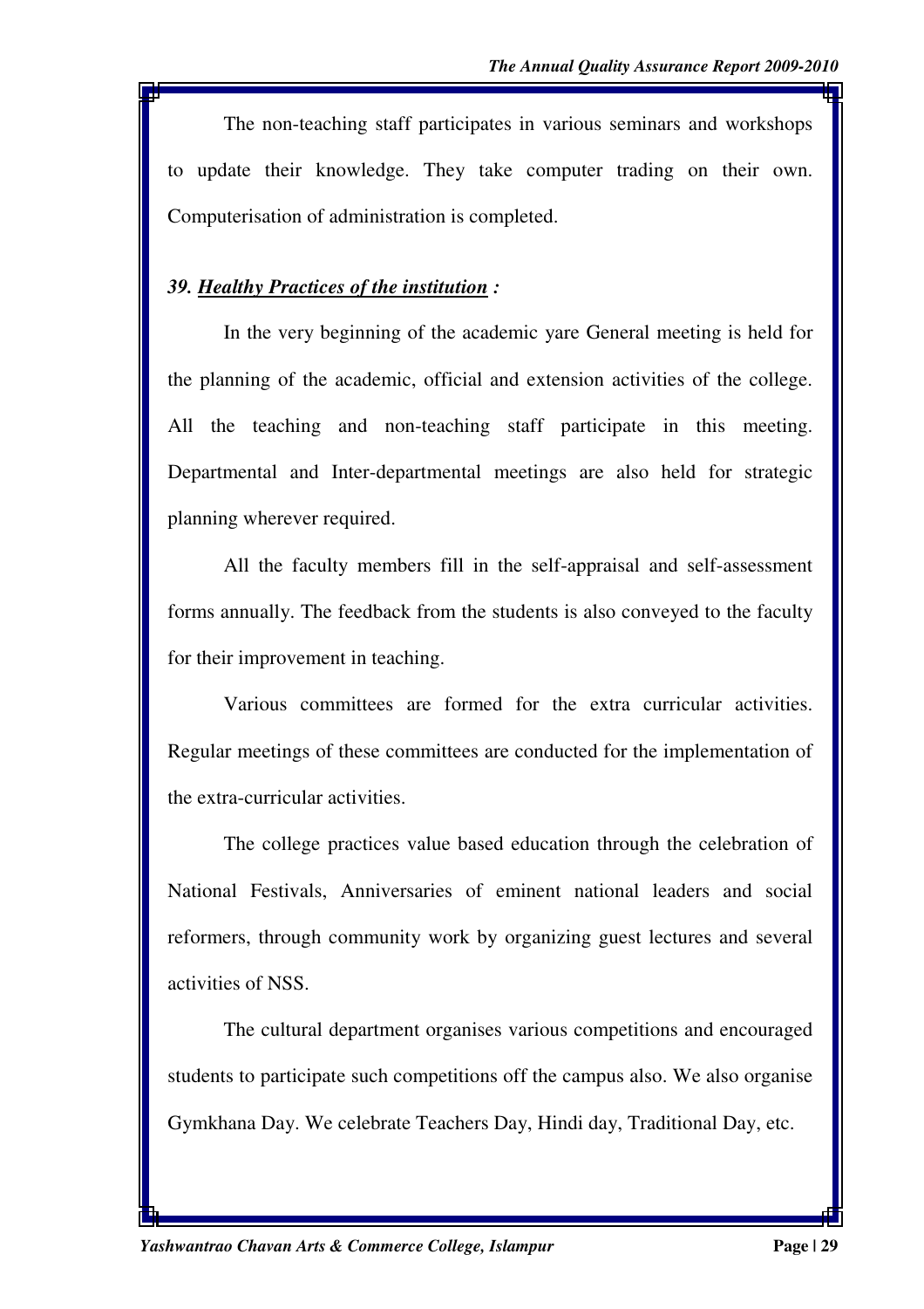The non-teaching staff participates in various seminars and workshops to update their knowledge. They take computer trading on their own. Computerisation of administration is completed.

### *39. <u>Healthy Practices of the institution</u> :*

In the very beginning of the academic yare General meeting is held for the planning of the academic, official and extension activities of the college. All the teaching and non-teaching staff participate in this meeting. Departmental and Inter-departmental meetings are also held for strategic planning wherever required.

All the faculty members fill in the self-appraisal and self-assessment forms annually. The feedback from the students is also conveyed to the faculty for their improvement in teaching.

Various committees are formed for the extra curricular activities. Regular meetings of these committees are conducted for the implementation of the extra-curricular activities.

The college practices value based education through the celebration of National Festivals, Anniversaries of eminent national leaders and social reformers, through community work by organizing guest lectures and several activities of NSS.

The cultural department organises various competitions and encouraged students to participate such competitions off the campus also. We also organise Gymkhana Day. We celebrate Teachers Day, Hindi day, Traditional Day, etc.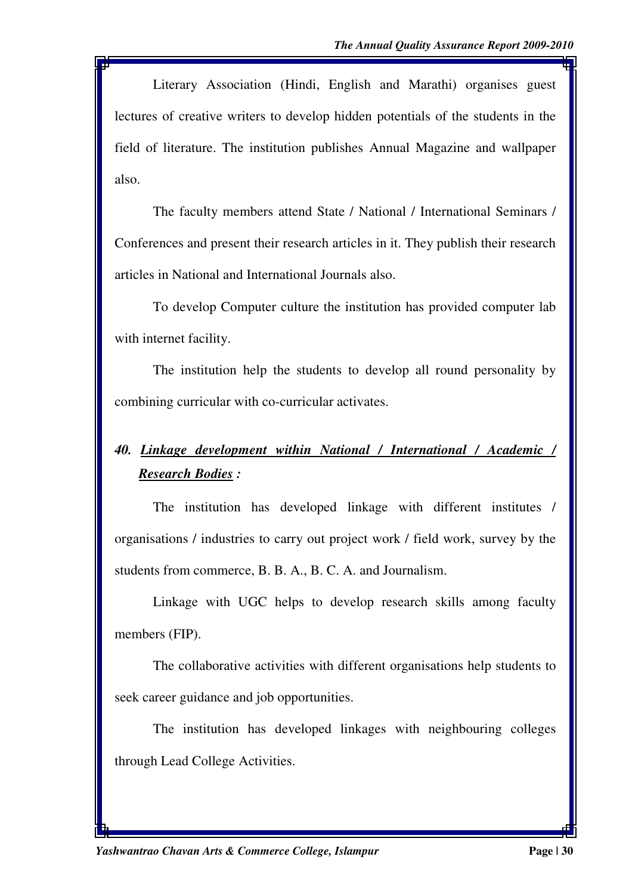Literary Association (Hindi, English and Marathi) organises guest lectures of creative writers to develop hidden potentials of the students in the field of literature. The institution publishes Annual Magazine and wallpaper also.

The faculty members attend State / National / International Seminars / Conferences and present their research articles in it. They publish their research articles in National and International Journals also.

To develop Computer culture the institution has provided computer lab with internet facility.

The institution help the students to develop all round personality by combining curricular with co-curricular activates.

### *40. <u>Linkage development within National / International / Academic / Research Bodies</u> :*

The institution has developed linkage with different institutes / organisations / industries to carry out project work / field work, survey by the students from commerce, B. B. A., B. C. A. and Journalism.

Linkage with UGC helps to develop research skills among faculty members (FIP).

The collaborative activities with different organisations help students to seek career guidance and job opportunities.

The institution has developed linkages with neighbouring colleges through Lead College Activities.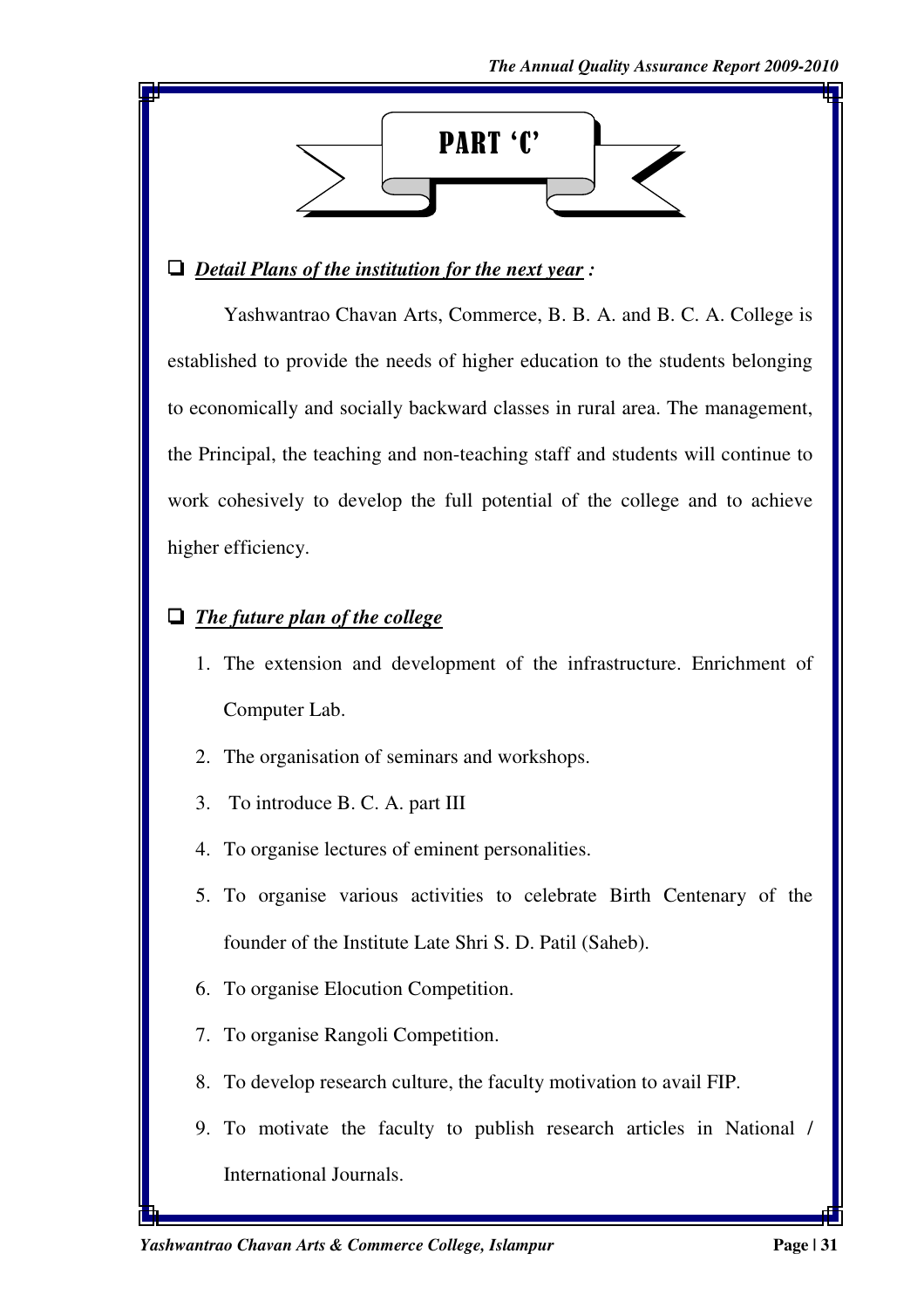# PART 'C'

- ***Detail Plans of the institution for the next year* :**

Yashwantrao Chavan Arts, Commerce, B. B. A. and B. C. A. College is established to provide the needs of higher education to the students belonging to economically and socially backward classes in rural area. The management, the Principal, the teaching and non-teaching staff and students will continue to work cohesively to develop the full potential of the college and to achieve higher efficiency.

- ***The future plan of the college***

1. The extension and development of the infrastructure. Enrichment of Computer Lab.
2. The organisation of seminars and workshops.
3. To introduce B. C. A. part III
4. To organise lectures of eminent personalities.
5. To organise various activities to celebrate Birth Centenary of the founder of the Institute Late Shri S. D. Patil (Saheb).
6. To organise Elocution Competition.
7. To organise Rangoli Competition.
8. To develop research culture, the faculty motivation to avail FIP.
9. To motivate the faculty to publish research articles in National / International Journals.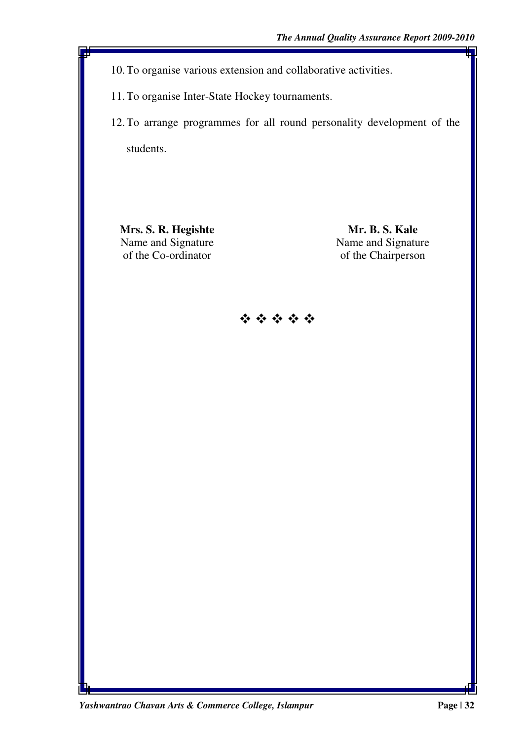10. To organise various extension and collaborative activities.
11. To organise Inter-State Hockey tournaments.
12. To arrange programmes for all round personality development of the students.

| | |
|---|---|
| **Mrs. S. R. Hegishte** | **Mr. B. S. Kale** |
| Name and Signature of the Co-ordinator | Name and Signature of the Chairperson |

❖ ❖ ❖ ❖ ❖